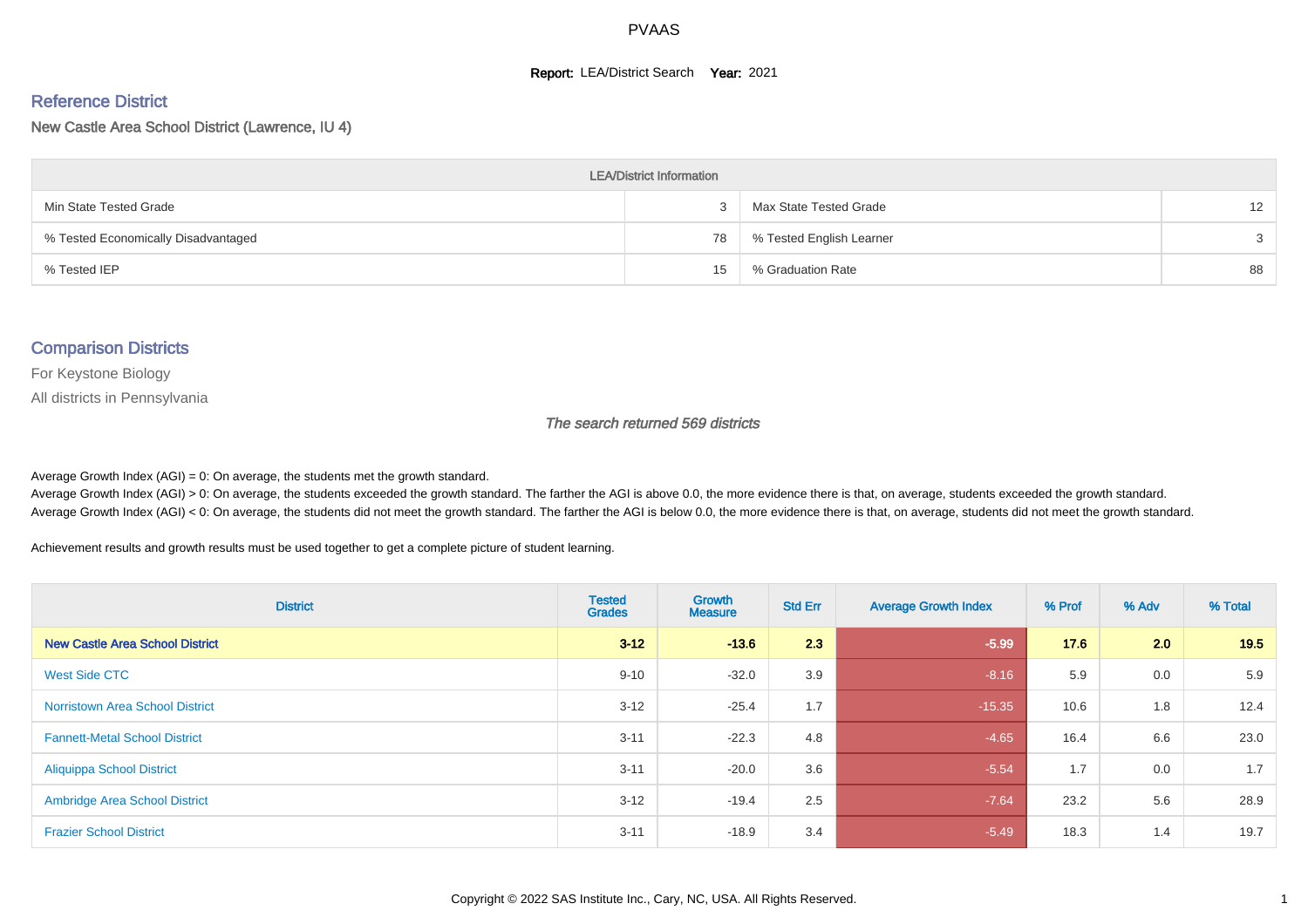# PVAAS

**Report:** LEA/District Search **Year:** 2021

## Reference District

New Castle Area School District (Lawrence, IU 4)

| LEA/District Information | | | |
|---|---|---|---|
| Min State Tested Grade | 3 | Max State Tested Grade | 12 |
| % Tested Economically Disadvantaged | 78 | % Tested English Learner | 3 |
| % Tested IEP | 15 | % Graduation Rate | 88 |

## Comparison Districts

For Keystone Biology

All districts in Pennsylvania

*The search returned 569 districts*

Average Growth Index (AGI) = 0: On average, the students met the growth standard.
Average Growth Index (AGI) > 0: On average, the students exceeded the growth standard. The farther the AGI is above 0.0, the more evidence there is that, on average, students exceeded the growth standard.
Average Growth Index (AGI) < 0: On average, the students did not meet the growth standard. The farther the AGI is below 0.0, the more evidence there is that, on average, students did not meet the growth standard.

Achievement results and growth results must be used together to get a complete picture of student learning.

| District | Tested Grades | Growth Measure | Std Err | Average Growth Index | % Prof | % Adv | % Total |
|---|---|---|---|---|---|---|---|
| **New Castle Area School District** | **3-12** | **-13.6** | **2.3** | **-5.99** | **17.6** | **2.0** | **19.5** |
| West Side CTC | 9-10 | -32.0 | 3.9 | -8.16 | 5.9 | 0.0 | 5.9 |
| Norristown Area School District | 3-12 | -25.4 | 1.7 | -15.35 | 10.6 | 1.8 | 12.4 |
| Fannett-Metal School District | 3-11 | -22.3 | 4.8 | -4.65 | 16.4 | 6.6 | 23.0 |
| Aliquippa School District | 3-11 | -20.0 | 3.6 | -5.54 | 1.7 | 0.0 | 1.7 |
| Ambridge Area School District | 3-12 | -19.4 | 2.5 | -7.64 | 23.2 | 5.6 | 28.9 |
| Frazier School District | 3-11 | -18.9 | 3.4 | -5.49 | 18.3 | 1.4 | 19.7 |

Copyright © 2022 SAS Institute Inc., Cary, NC, USA. All Rights Reserved.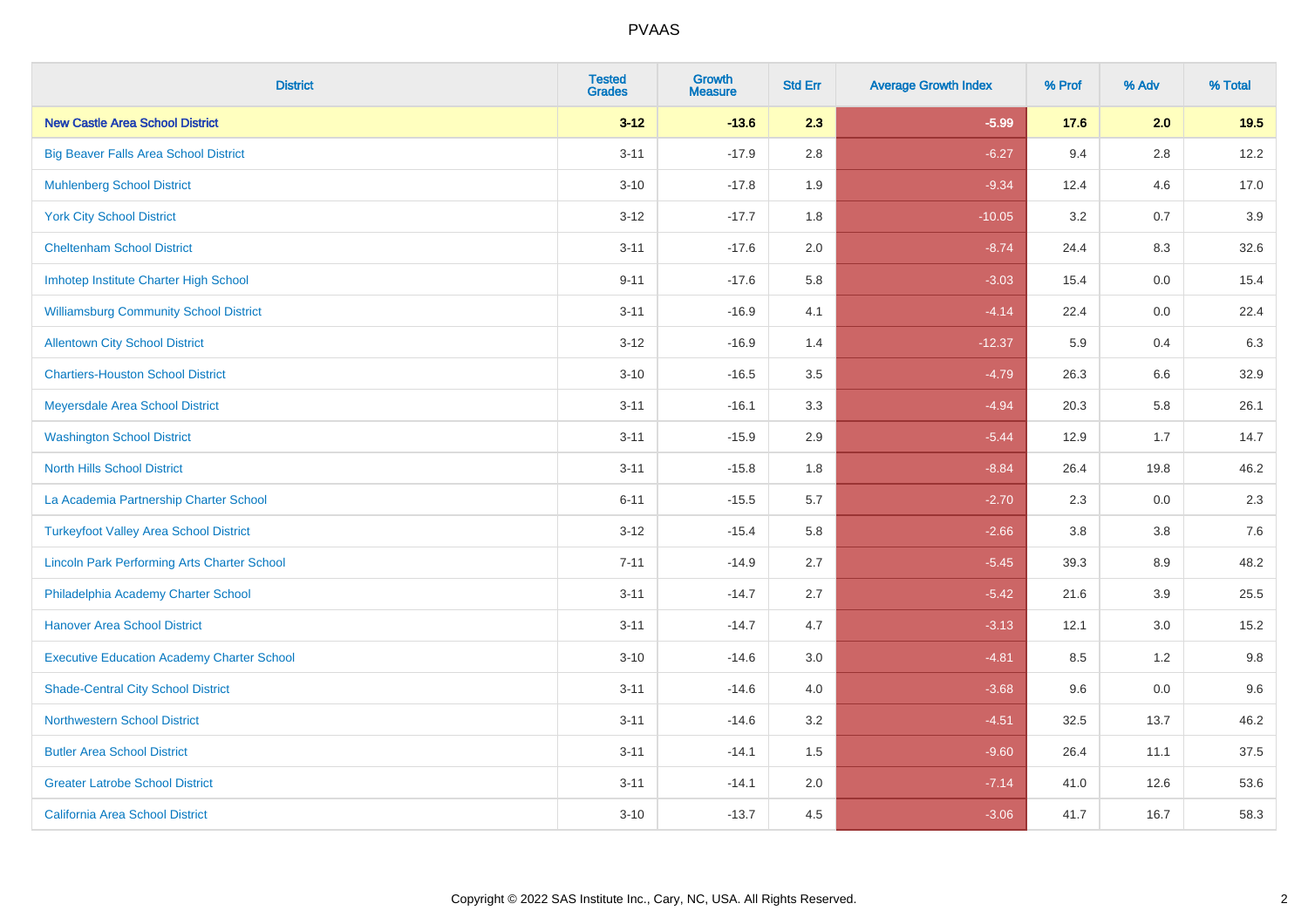# PVAAS

| District | Tested Grades | Growth Measure | Std Err | Average Growth Index | % Prof | % Adv | % Total |
|---|---|---|---|---|---|---|---|
| **New Castle Area School District** | **3-12** | **-13.6** | **2.3** | **-5.99** | **17.6** | **2.0** | **19.5** |
| Big Beaver Falls Area School District | 3-11 | -17.9 | 2.8 | -6.27 | 9.4 | 2.8 | 12.2 |
| Muhlenberg School District | 3-10 | -17.8 | 1.9 | -9.34 | 12.4 | 4.6 | 17.0 |
| York City School District | 3-12 | -17.7 | 1.8 | -10.05 | 3.2 | 0.7 | 3.9 |
| Cheltenham School District | 3-11 | -17.6 | 2.0 | -8.74 | 24.4 | 8.3 | 32.6 |
| Imhotep Institute Charter High School | 9-11 | -17.6 | 5.8 | -3.03 | 15.4 | 0.0 | 15.4 |
| Williamsburg Community School District | 3-11 | -16.9 | 4.1 | -4.14 | 22.4 | 0.0 | 22.4 |
| Allentown City School District | 3-12 | -16.9 | 1.4 | -12.37 | 5.9 | 0.4 | 6.3 |
| Chartiers-Houston School District | 3-10 | -16.5 | 3.5 | -4.79 | 26.3 | 6.6 | 32.9 |
| Meyersdale Area School District | 3-11 | -16.1 | 3.3 | -4.94 | 20.3 | 5.8 | 26.1 |
| Washington School District | 3-11 | -15.9 | 2.9 | -5.44 | 12.9 | 1.7 | 14.7 |
| North Hills School District | 3-11 | -15.8 | 1.8 | -8.84 | 26.4 | 19.8 | 46.2 |
| La Academia Partnership Charter School | 6-11 | -15.5 | 5.7 | -2.70 | 2.3 | 0.0 | 2.3 |
| Turkeyfoot Valley Area School District | 3-12 | -15.4 | 5.8 | -2.66 | 3.8 | 3.8 | 7.6 |
| Lincoln Park Performing Arts Charter School | 7-11 | -14.9 | 2.7 | -5.45 | 39.3 | 8.9 | 48.2 |
| Philadelphia Academy Charter School | 3-11 | -14.7 | 2.7 | -5.42 | 21.6 | 3.9 | 25.5 |
| Hanover Area School District | 3-11 | -14.7 | 4.7 | -3.13 | 12.1 | 3.0 | 15.2 |
| Executive Education Academy Charter School | 3-10 | -14.6 | 3.0 | -4.81 | 8.5 | 1.2 | 9.8 |
| Shade-Central City School District | 3-11 | -14.6 | 4.0 | -3.68 | 9.6 | 0.0 | 9.6 |
| Northwestern School District | 3-11 | -14.6 | 3.2 | -4.51 | 32.5 | 13.7 | 46.2 |
| Butler Area School District | 3-11 | -14.1 | 1.5 | -9.60 | 26.4 | 11.1 | 37.5 |
| Greater Latrobe School District | 3-11 | -14.1 | 2.0 | -7.14 | 41.0 | 12.6 | 53.6 |
| California Area School District | 3-10 | -13.7 | 4.5 | -3.06 | 41.7 | 16.7 | 58.3 |

Copyright © 2022 SAS Institute Inc., Cary, NC, USA. All Rights Reserved.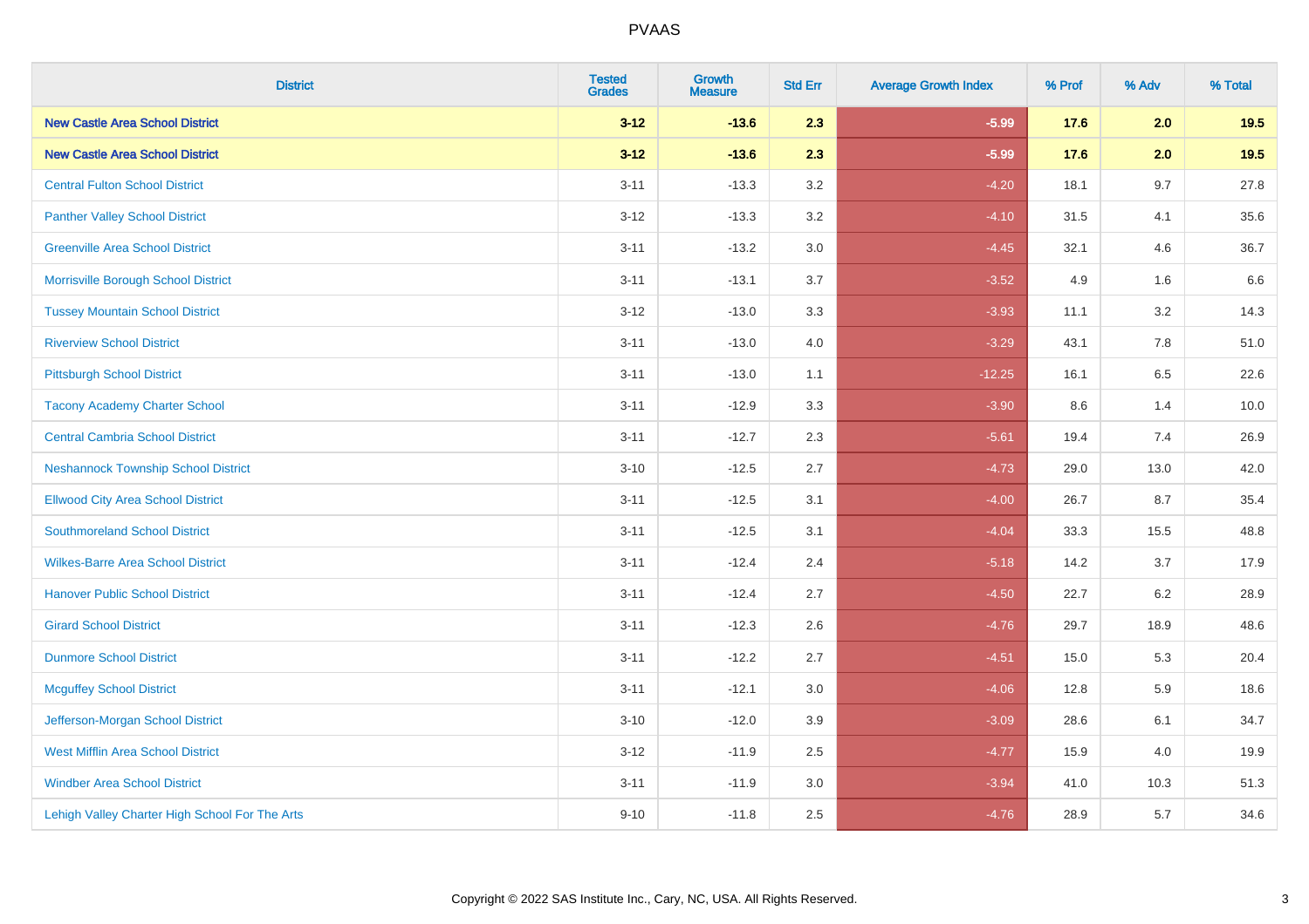| District | Tested Grades | Growth Measure | Std Err | Average Growth Index | % Prof | % Adv | % Total |
|---|---|---|---|---|---|---|---|
| **New Castle Area School District** | **3-12** | **-13.6** | **2.3** | **-5.99** | **17.6** | **2.0** | **19.5** |
| **New Castle Area School District** | **3-12** | **-13.6** | **2.3** | **-5.99** | **17.6** | **2.0** | **19.5** |
| Central Fulton School District | 3-11 | -13.3 | 3.2 | -4.20 | 18.1 | 9.7 | 27.8 |
| Panther Valley School District | 3-12 | -13.3 | 3.2 | -4.10 | 31.5 | 4.1 | 35.6 |
| Greenville Area School District | 3-11 | -13.2 | 3.0 | -4.45 | 32.1 | 4.6 | 36.7 |
| Morrisville Borough School District | 3-11 | -13.1 | 3.7 | -3.52 | 4.9 | 1.6 | 6.6 |
| Tussey Mountain School District | 3-12 | -13.0 | 3.3 | -3.93 | 11.1 | 3.2 | 14.3 |
| Riverview School District | 3-11 | -13.0 | 4.0 | -3.29 | 43.1 | 7.8 | 51.0 |
| Pittsburgh School District | 3-11 | -13.0 | 1.1 | -12.25 | 16.1 | 6.5 | 22.6 |
| Tacony Academy Charter School | 3-11 | -12.9 | 3.3 | -3.90 | 8.6 | 1.4 | 10.0 |
| Central Cambria School District | 3-11 | -12.7 | 2.3 | -5.61 | 19.4 | 7.4 | 26.9 |
| Neshannock Township School District | 3-10 | -12.5 | 2.7 | -4.73 | 29.0 | 13.0 | 42.0 |
| Ellwood City Area School District | 3-11 | -12.5 | 3.1 | -4.00 | 26.7 | 8.7 | 35.4 |
| Southmoreland School District | 3-11 | -12.5 | 3.1 | -4.04 | 33.3 | 15.5 | 48.8 |
| Wilkes-Barre Area School District | 3-11 | -12.4 | 2.4 | -5.18 | 14.2 | 3.7 | 17.9 |
| Hanover Public School District | 3-11 | -12.4 | 2.7 | -4.50 | 22.7 | 6.2 | 28.9 |
| Girard School District | 3-11 | -12.3 | 2.6 | -4.76 | 29.7 | 18.9 | 48.6 |
| Dunmore School District | 3-11 | -12.2 | 2.7 | -4.51 | 15.0 | 5.3 | 20.4 |
| Mcguffey School District | 3-11 | -12.1 | 3.0 | -4.06 | 12.8 | 5.9 | 18.6 |
| Jefferson-Morgan School District | 3-10 | -12.0 | 3.9 | -3.09 | 28.6 | 6.1 | 34.7 |
| West Mifflin Area School District | 3-12 | -11.9 | 2.5 | -4.77 | 15.9 | 4.0 | 19.9 |
| Windber Area School District | 3-11 | -11.9 | 3.0 | -3.94 | 41.0 | 10.3 | 51.3 |
| Lehigh Valley Charter High School For The Arts | 9-10 | -11.8 | 2.5 | -4.76 | 28.9 | 5.7 | 34.6 |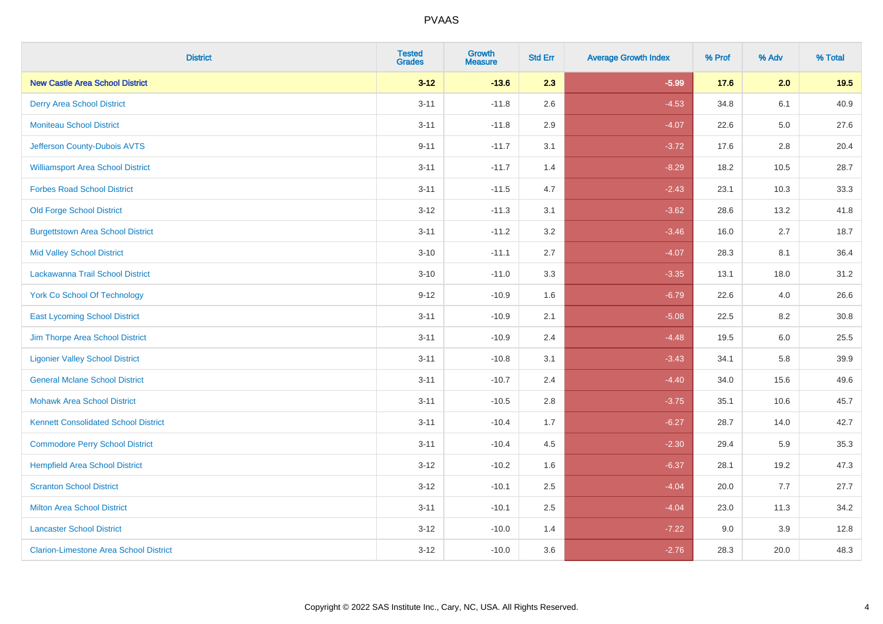PVAAS

| District | Tested Grades | Growth Measure | Std Err | Average Growth Index | % Prof | % Adv | % Total |
|---|---|---|---|---|---|---|---|
| **New Castle Area School District** | **3-12** | **-13.6** | **2.3** | **-5.99** | **17.6** | **2.0** | **19.5** |
| Derry Area School District | 3-11 | -11.8 | 2.6 | -4.53 | 34.8 | 6.1 | 40.9 |
| Moniteau School District | 3-11 | -11.8 | 2.9 | -4.07 | 22.6 | 5.0 | 27.6 |
| Jefferson County-Dubois AVTS | 9-11 | -11.7 | 3.1 | -3.72 | 17.6 | 2.8 | 20.4 |
| Williamsport Area School District | 3-11 | -11.7 | 1.4 | -8.29 | 18.2 | 10.5 | 28.7 |
| Forbes Road School District | 3-11 | -11.5 | 4.7 | -2.43 | 23.1 | 10.3 | 33.3 |
| Old Forge School District | 3-12 | -11.3 | 3.1 | -3.62 | 28.6 | 13.2 | 41.8 |
| Burgettstown Area School District | 3-11 | -11.2 | 3.2 | -3.46 | 16.0 | 2.7 | 18.7 |
| Mid Valley School District | 3-10 | -11.1 | 2.7 | -4.07 | 28.3 | 8.1 | 36.4 |
| Lackawanna Trail School District | 3-10 | -11.0 | 3.3 | -3.35 | 13.1 | 18.0 | 31.2 |
| York Co School Of Technology | 9-12 | -10.9 | 1.6 | -6.79 | 22.6 | 4.0 | 26.6 |
| East Lycoming School District | 3-11 | -10.9 | 2.1 | -5.08 | 22.5 | 8.2 | 30.8 |
| Jim Thorpe Area School District | 3-11 | -10.9 | 2.4 | -4.48 | 19.5 | 6.0 | 25.5 |
| Ligonier Valley School District | 3-11 | -10.8 | 3.1 | -3.43 | 34.1 | 5.8 | 39.9 |
| General Mclane School District | 3-11 | -10.7 | 2.4 | -4.40 | 34.0 | 15.6 | 49.6 |
| Mohawk Area School District | 3-11 | -10.5 | 2.8 | -3.75 | 35.1 | 10.6 | 45.7 |
| Kennett Consolidated School District | 3-11 | -10.4 | 1.7 | -6.27 | 28.7 | 14.0 | 42.7 |
| Commodore Perry School District | 3-11 | -10.4 | 4.5 | -2.30 | 29.4 | 5.9 | 35.3 |
| Hempfield Area School District | 3-12 | -10.2 | 1.6 | -6.37 | 28.1 | 19.2 | 47.3 |
| Scranton School District | 3-12 | -10.1 | 2.5 | -4.04 | 20.0 | 7.7 | 27.7 |
| Milton Area School District | 3-11 | -10.1 | 2.5 | -4.04 | 23.0 | 11.3 | 34.2 |
| Lancaster School District | 3-12 | -10.0 | 1.4 | -7.22 | 9.0 | 3.9 | 12.8 |
| Clarion-Limestone Area School District | 3-12 | -10.0 | 3.6 | -2.76 | 28.3 | 20.0 | 48.3 |

Copyright © 2022 SAS Institute Inc., Cary, NC, USA. All Rights Reserved.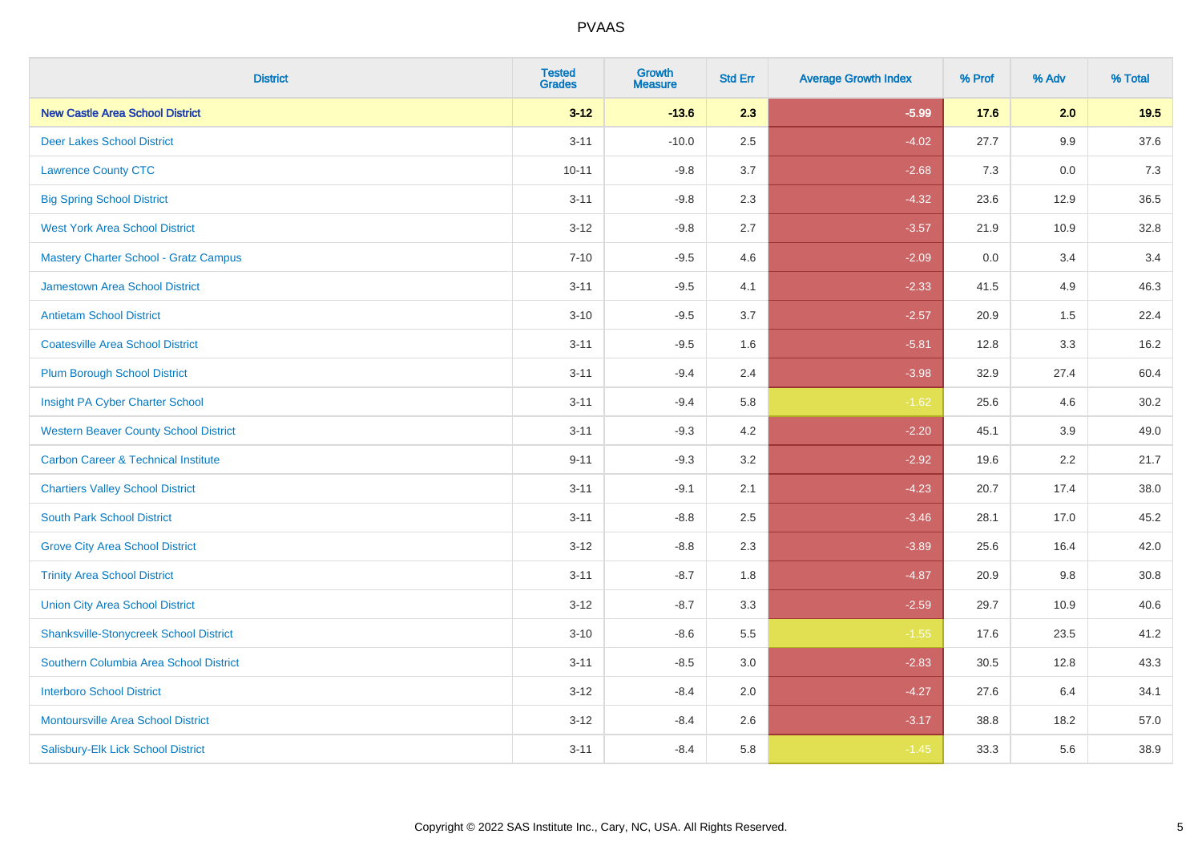# PVAAS

| District | Tested Grades | Growth Measure | Std Err | Average Growth Index | % Prof | % Adv | % Total |
|---|---|---|---|---|---|---|---|
| **New Castle Area School District** | **3-12** | **-13.6** | **2.3** | **-5.99** | **17.6** | **2.0** | **19.5** |
| Deer Lakes School District | 3-11 | -10.0 | 2.5 | -4.02 | 27.7 | 9.9 | 37.6 |
| Lawrence County CTC | 10-11 | -9.8 | 3.7 | -2.68 | 7.3 | 0.0 | 7.3 |
| Big Spring School District | 3-11 | -9.8 | 2.3 | -4.32 | 23.6 | 12.9 | 36.5 |
| West York Area School District | 3-12 | -9.8 | 2.7 | -3.57 | 21.9 | 10.9 | 32.8 |
| Mastery Charter School - Gratz Campus | 7-10 | -9.5 | 4.6 | -2.09 | 0.0 | 3.4 | 3.4 |
| Jamestown Area School District | 3-11 | -9.5 | 4.1 | -2.33 | 41.5 | 4.9 | 46.3 |
| Antietam School District | 3-10 | -9.5 | 3.7 | -2.57 | 20.9 | 1.5 | 22.4 |
| Coatesville Area School District | 3-11 | -9.5 | 1.6 | -5.81 | 12.8 | 3.3 | 16.2 |
| Plum Borough School District | 3-11 | -9.4 | 2.4 | -3.98 | 32.9 | 27.4 | 60.4 |
| Insight PA Cyber Charter School | 3-11 | -9.4 | 5.8 | -1.62 | 25.6 | 4.6 | 30.2 |
| Western Beaver County School District | 3-11 | -9.3 | 4.2 | -2.20 | 45.1 | 3.9 | 49.0 |
| Carbon Career & Technical Institute | 9-11 | -9.3 | 3.2 | -2.92 | 19.6 | 2.2 | 21.7 |
| Chartiers Valley School District | 3-11 | -9.1 | 2.1 | -4.23 | 20.7 | 17.4 | 38.0 |
| South Park School District | 3-11 | -8.8 | 2.5 | -3.46 | 28.1 | 17.0 | 45.2 |
| Grove City Area School District | 3-12 | -8.8 | 2.3 | -3.89 | 25.6 | 16.4 | 42.0 |
| Trinity Area School District | 3-11 | -8.7 | 1.8 | -4.87 | 20.9 | 9.8 | 30.8 |
| Union City Area School District | 3-12 | -8.7 | 3.3 | -2.59 | 29.7 | 10.9 | 40.6 |
| Shanksville-Stonycreek School District | 3-10 | -8.6 | 5.5 | -1.55 | 17.6 | 23.5 | 41.2 |
| Southern Columbia Area School District | 3-11 | -8.5 | 3.0 | -2.83 | 30.5 | 12.8 | 43.3 |
| Interboro School District | 3-12 | -8.4 | 2.0 | -4.27 | 27.6 | 6.4 | 34.1 |
| Montoursville Area School District | 3-12 | -8.4 | 2.6 | -3.17 | 38.8 | 18.2 | 57.0 |
| Salisbury-Elk Lick School District | 3-11 | -8.4 | 5.8 | -1.45 | 33.3 | 5.6 | 38.9 |

Copyright © 2022 SAS Institute Inc., Cary, NC, USA. All Rights Reserved.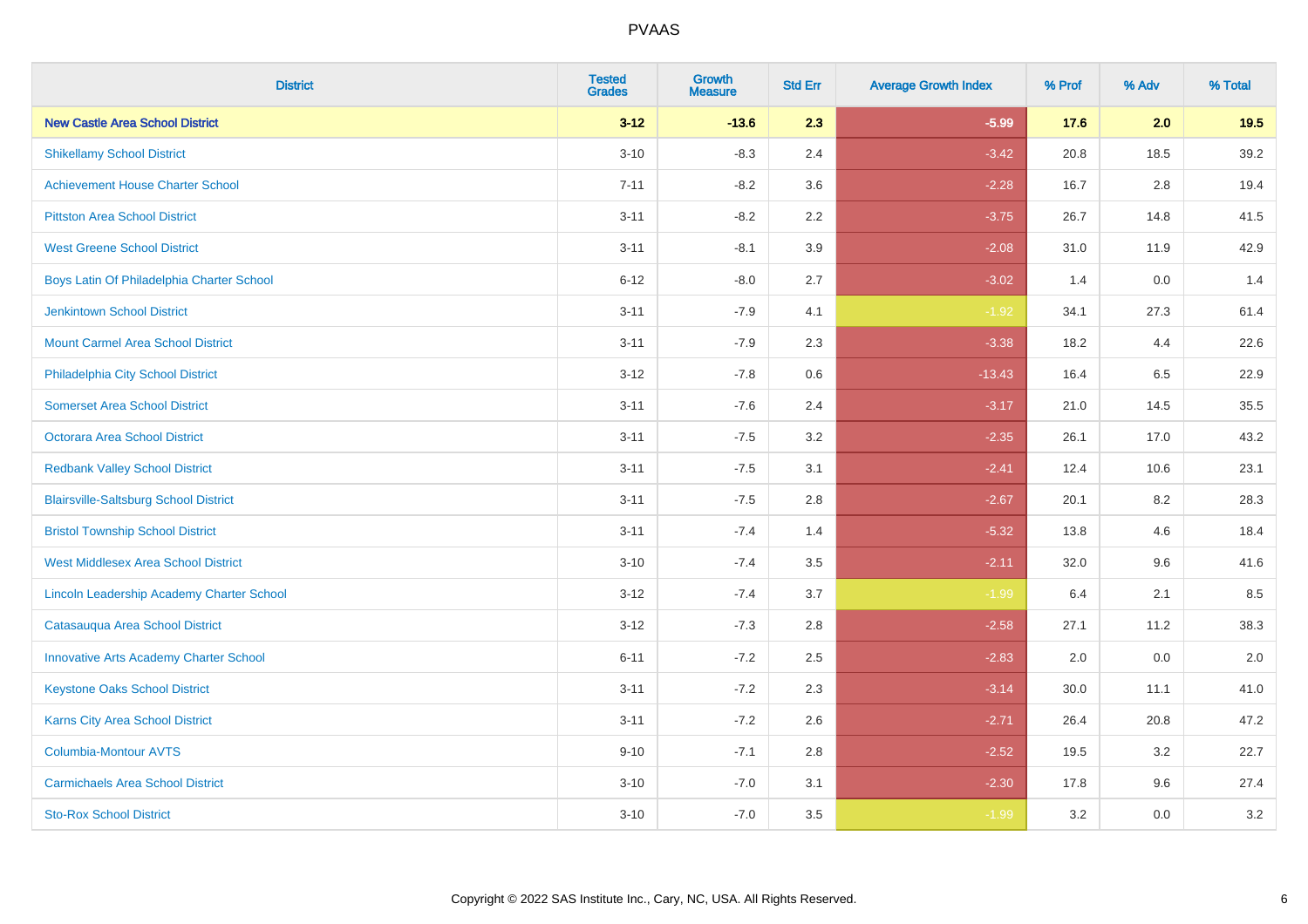| District | Tested Grades | Growth Measure | Std Err | Average Growth Index | % Prof | % Adv | % Total |
|---|---|---|---|---|---|---|---|
| **New Castle Area School District** | **3-12** | **-13.6** | **2.3** | **-5.99** | **17.6** | **2.0** | **19.5** |
| Shikellamy School District | 3-10 | -8.3 | 2.4 | -3.42 | 20.8 | 18.5 | 39.2 |
| Achievement House Charter School | 7-11 | -8.2 | 3.6 | -2.28 | 16.7 | 2.8 | 19.4 |
| Pittston Area School District | 3-11 | -8.2 | 2.2 | -3.75 | 26.7 | 14.8 | 41.5 |
| West Greene School District | 3-11 | -8.1 | 3.9 | -2.08 | 31.0 | 11.9 | 42.9 |
| Boys Latin Of Philadelphia Charter School | 6-12 | -8.0 | 2.7 | -3.02 | 1.4 | 0.0 | 1.4 |
| Jenkintown School District | 3-11 | -7.9 | 4.1 | -1.92 | 34.1 | 27.3 | 61.4 |
| Mount Carmel Area School District | 3-11 | -7.9 | 2.3 | -3.38 | 18.2 | 4.4 | 22.6 |
| Philadelphia City School District | 3-12 | -7.8 | 0.6 | -13.43 | 16.4 | 6.5 | 22.9 |
| Somerset Area School District | 3-11 | -7.6 | 2.4 | -3.17 | 21.0 | 14.5 | 35.5 |
| Octorara Area School District | 3-11 | -7.5 | 3.2 | -2.35 | 26.1 | 17.0 | 43.2 |
| Redbank Valley School District | 3-11 | -7.5 | 3.1 | -2.41 | 12.4 | 10.6 | 23.1 |
| Blairsville-Saltsburg School District | 3-11 | -7.5 | 2.8 | -2.67 | 20.1 | 8.2 | 28.3 |
| Bristol Township School District | 3-11 | -7.4 | 1.4 | -5.32 | 13.8 | 4.6 | 18.4 |
| West Middlesex Area School District | 3-10 | -7.4 | 3.5 | -2.11 | 32.0 | 9.6 | 41.6 |
| Lincoln Leadership Academy Charter School | 3-12 | -7.4 | 3.7 | -1.99 | 6.4 | 2.1 | 8.5 |
| Catasauqua Area School District | 3-12 | -7.3 | 2.8 | -2.58 | 27.1 | 11.2 | 38.3 |
| Innovative Arts Academy Charter School | 6-11 | -7.2 | 2.5 | -2.83 | 2.0 | 0.0 | 2.0 |
| Keystone Oaks School District | 3-11 | -7.2 | 2.3 | -3.14 | 30.0 | 11.1 | 41.0 |
| Karns City Area School District | 3-11 | -7.2 | 2.6 | -2.71 | 26.4 | 20.8 | 47.2 |
| Columbia-Montour AVTS | 9-10 | -7.1 | 2.8 | -2.52 | 19.5 | 3.2 | 22.7 |
| Carmichaels Area School District | 3-10 | -7.0 | 3.1 | -2.30 | 17.8 | 9.6 | 27.4 |
| Sto-Rox School District | 3-10 | -7.0 | 3.5 | -1.99 | 3.2 | 0.0 | 3.2 |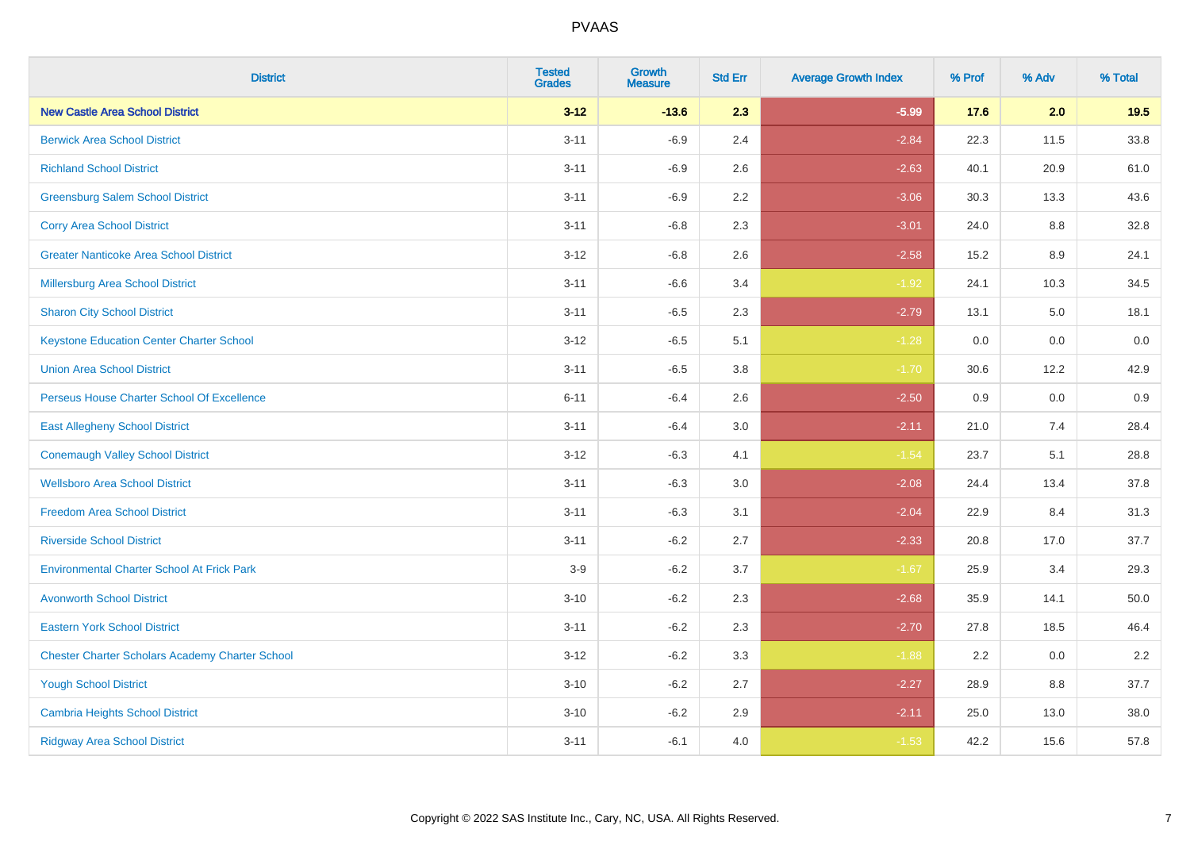# PVAAS

| District | Tested Grades | Growth Measure | Std Err | Average Growth Index | % Prof | % Adv | % Total |
|---|---|---|---|---|---|---|---|
| **New Castle Area School District** | **3-12** | **-13.6** | **2.3** | **-5.99** | **17.6** | **2.0** | **19.5** |
| Berwick Area School District | 3-11 | -6.9 | 2.4 | -2.84 | 22.3 | 11.5 | 33.8 |
| Richland School District | 3-11 | -6.9 | 2.6 | -2.63 | 40.1 | 20.9 | 61.0 |
| Greensburg Salem School District | 3-11 | -6.9 | 2.2 | -3.06 | 30.3 | 13.3 | 43.6 |
| Corry Area School District | 3-11 | -6.8 | 2.3 | -3.01 | 24.0 | 8.8 | 32.8 |
| Greater Nanticoke Area School District | 3-12 | -6.8 | 2.6 | -2.58 | 15.2 | 8.9 | 24.1 |
| Millersburg Area School District | 3-11 | -6.6 | 3.4 | -1.92 | 24.1 | 10.3 | 34.5 |
| Sharon City School District | 3-11 | -6.5 | 2.3 | -2.79 | 13.1 | 5.0 | 18.1 |
| Keystone Education Center Charter School | 3-12 | -6.5 | 5.1 | -1.28 | 0.0 | 0.0 | 0.0 |
| Union Area School District | 3-11 | -6.5 | 3.8 | -1.70 | 30.6 | 12.2 | 42.9 |
| Perseus House Charter School Of Excellence | 6-11 | -6.4 | 2.6 | -2.50 | 0.9 | 0.0 | 0.9 |
| East Allegheny School District | 3-11 | -6.4 | 3.0 | -2.11 | 21.0 | 7.4 | 28.4 |
| Conemaugh Valley School District | 3-12 | -6.3 | 4.1 | -1.54 | 23.7 | 5.1 | 28.8 |
| Wellsboro Area School District | 3-11 | -6.3 | 3.0 | -2.08 | 24.4 | 13.4 | 37.8 |
| Freedom Area School District | 3-11 | -6.3 | 3.1 | -2.04 | 22.9 | 8.4 | 31.3 |
| Riverside School District | 3-11 | -6.2 | 2.7 | -2.33 | 20.8 | 17.0 | 37.7 |
| Environmental Charter School At Frick Park | 3-9 | -6.2 | 3.7 | -1.67 | 25.9 | 3.4 | 29.3 |
| Avonworth School District | 3-10 | -6.2 | 2.3 | -2.68 | 35.9 | 14.1 | 50.0 |
| Eastern York School District | 3-11 | -6.2 | 2.3 | -2.70 | 27.8 | 18.5 | 46.4 |
| Chester Charter Scholars Academy Charter School | 3-12 | -6.2 | 3.3 | -1.88 | 2.2 | 0.0 | 2.2 |
| Yough School District | 3-10 | -6.2 | 2.7 | -2.27 | 28.9 | 8.8 | 37.7 |
| Cambria Heights School District | 3-10 | -6.2 | 2.9 | -2.11 | 25.0 | 13.0 | 38.0 |
| Ridgway Area School District | 3-11 | -6.1 | 4.0 | -1.53 | 42.2 | 15.6 | 57.8 |

Copyright © 2022 SAS Institute Inc., Cary, NC, USA. All Rights Reserved.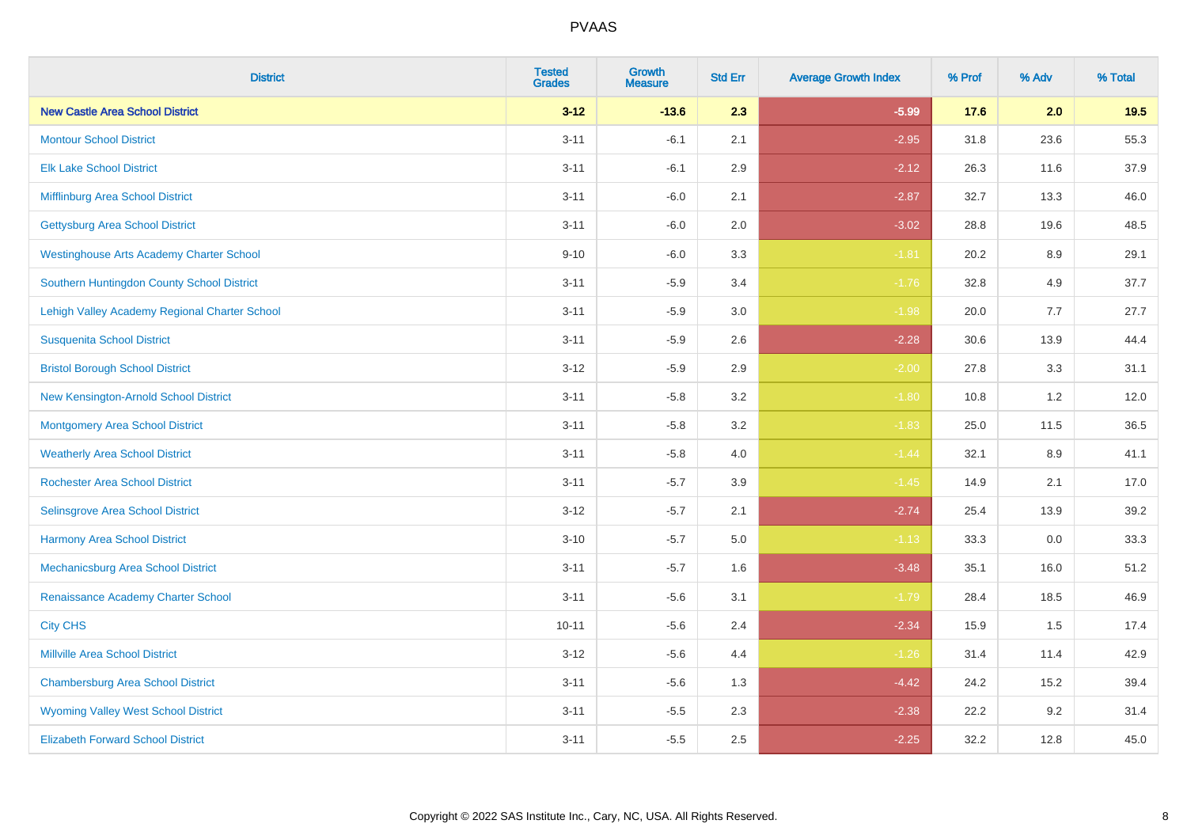| District | Tested Grades | Growth Measure | Std Err | Average Growth Index | % Prof | % Adv | % Total |
|---|---|---|---|---|---|---|---|
| **New Castle Area School District** | **3-12** | **-13.6** | **2.3** | **-5.99** | **17.6** | **2.0** | **19.5** |
| Montour School District | 3-11 | -6.1 | 2.1 | -2.95 | 31.8 | 23.6 | 55.3 |
| Elk Lake School District | 3-11 | -6.1 | 2.9 | -2.12 | 26.3 | 11.6 | 37.9 |
| Mifflinburg Area School District | 3-11 | -6.0 | 2.1 | -2.87 | 32.7 | 13.3 | 46.0 |
| Gettysburg Area School District | 3-11 | -6.0 | 2.0 | -3.02 | 28.8 | 19.6 | 48.5 |
| Westinghouse Arts Academy Charter School | 9-10 | -6.0 | 3.3 | -1.81 | 20.2 | 8.9 | 29.1 |
| Southern Huntingdon County School District | 3-11 | -5.9 | 3.4 | -1.76 | 32.8 | 4.9 | 37.7 |
| Lehigh Valley Academy Regional Charter School | 3-11 | -5.9 | 3.0 | -1.98 | 20.0 | 7.7 | 27.7 |
| Susquenita School District | 3-11 | -5.9 | 2.6 | -2.28 | 30.6 | 13.9 | 44.4 |
| Bristol Borough School District | 3-12 | -5.9 | 2.9 | -2.00 | 27.8 | 3.3 | 31.1 |
| New Kensington-Arnold School District | 3-11 | -5.8 | 3.2 | -1.80 | 10.8 | 1.2 | 12.0 |
| Montgomery Area School District | 3-11 | -5.8 | 3.2 | -1.83 | 25.0 | 11.5 | 36.5 |
| Weatherly Area School District | 3-11 | -5.8 | 4.0 | -1.44 | 32.1 | 8.9 | 41.1 |
| Rochester Area School District | 3-11 | -5.7 | 3.9 | -1.45 | 14.9 | 2.1 | 17.0 |
| Selinsgrove Area School District | 3-12 | -5.7 | 2.1 | -2.74 | 25.4 | 13.9 | 39.2 |
| Harmony Area School District | 3-10 | -5.7 | 5.0 | -1.13 | 33.3 | 0.0 | 33.3 |
| Mechanicsburg Area School District | 3-11 | -5.7 | 1.6 | -3.48 | 35.1 | 16.0 | 51.2 |
| Renaissance Academy Charter School | 3-11 | -5.6 | 3.1 | -1.79 | 28.4 | 18.5 | 46.9 |
| City CHS | 10-11 | -5.6 | 2.4 | -2.34 | 15.9 | 1.5 | 17.4 |
| Millville Area School District | 3-12 | -5.6 | 4.4 | -1.26 | 31.4 | 11.4 | 42.9 |
| Chambersburg Area School District | 3-11 | -5.6 | 1.3 | -4.42 | 24.2 | 15.2 | 39.4 |
| Wyoming Valley West School District | 3-11 | -5.5 | 2.3 | -2.38 | 22.2 | 9.2 | 31.4 |
| Elizabeth Forward School District | 3-11 | -5.5 | 2.5 | -2.25 | 32.2 | 12.8 | 45.0 |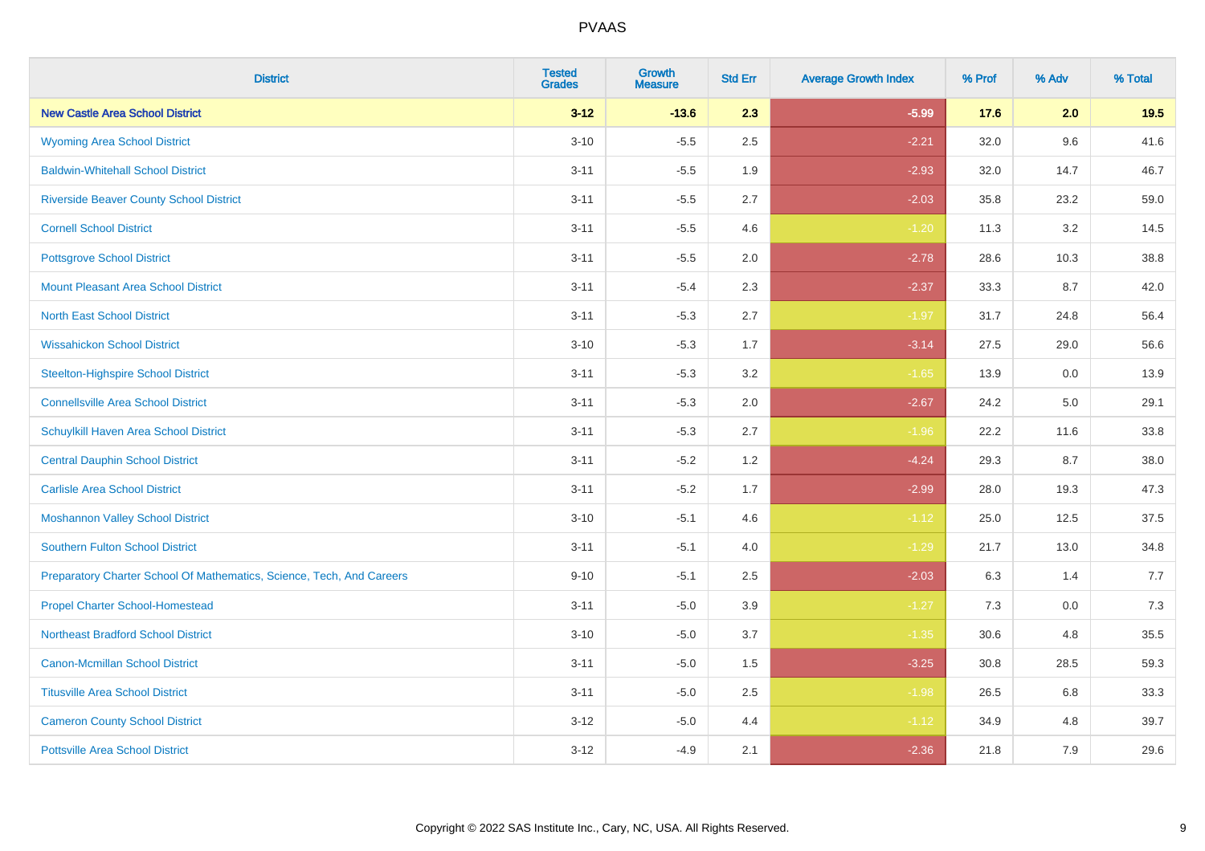# PVAAS

| District | Tested Grades | Growth Measure | Std Err | Average Growth Index | % Prof | % Adv | % Total |
|---|---|---|---|---|---|---|---|
| **New Castle Area School District** | **3-12** | **-13.6** | **2.3** | **-5.99** | **17.6** | **2.0** | **19.5** |
| Wyoming Area School District | 3-10 | -5.5 | 2.5 | -2.21 | 32.0 | 9.6 | 41.6 |
| Baldwin-Whitehall School District | 3-11 | -5.5 | 1.9 | -2.93 | 32.0 | 14.7 | 46.7 |
| Riverside Beaver County School District | 3-11 | -5.5 | 2.7 | -2.03 | 35.8 | 23.2 | 59.0 |
| Cornell School District | 3-11 | -5.5 | 4.6 | -1.20 | 11.3 | 3.2 | 14.5 |
| Pottsgrove School District | 3-11 | -5.5 | 2.0 | -2.78 | 28.6 | 10.3 | 38.8 |
| Mount Pleasant Area School District | 3-11 | -5.4 | 2.3 | -2.37 | 33.3 | 8.7 | 42.0 |
| North East School District | 3-11 | -5.3 | 2.7 | -1.97 | 31.7 | 24.8 | 56.4 |
| Wissahickon School District | 3-10 | -5.3 | 1.7 | -3.14 | 27.5 | 29.0 | 56.6 |
| Steelton-Highspire School District | 3-11 | -5.3 | 3.2 | -1.65 | 13.9 | 0.0 | 13.9 |
| Connellsville Area School District | 3-11 | -5.3 | 2.0 | -2.67 | 24.2 | 5.0 | 29.1 |
| Schuylkill Haven Area School District | 3-11 | -5.3 | 2.7 | -1.96 | 22.2 | 11.6 | 33.8 |
| Central Dauphin School District | 3-11 | -5.2 | 1.2 | -4.24 | 29.3 | 8.7 | 38.0 |
| Carlisle Area School District | 3-11 | -5.2 | 1.7 | -2.99 | 28.0 | 19.3 | 47.3 |
| Moshannon Valley School District | 3-10 | -5.1 | 4.6 | -1.12 | 25.0 | 12.5 | 37.5 |
| Southern Fulton School District | 3-11 | -5.1 | 4.0 | -1.29 | 21.7 | 13.0 | 34.8 |
| Preparatory Charter School Of Mathematics, Science, Tech, And Careers | 9-10 | -5.1 | 2.5 | -2.03 | 6.3 | 1.4 | 7.7 |
| Propel Charter School-Homestead | 3-11 | -5.0 | 3.9 | -1.27 | 7.3 | 0.0 | 7.3 |
| Northeast Bradford School District | 3-10 | -5.0 | 3.7 | -1.35 | 30.6 | 4.8 | 35.5 |
| Canon-Mcmillan School District | 3-11 | -5.0 | 1.5 | -3.25 | 30.8 | 28.5 | 59.3 |
| Titusville Area School District | 3-11 | -5.0 | 2.5 | -1.98 | 26.5 | 6.8 | 33.3 |
| Cameron County School District | 3-12 | -5.0 | 4.4 | -1.12 | 34.9 | 4.8 | 39.7 |
| Pottsville Area School District | 3-12 | -4.9 | 2.1 | -2.36 | 21.8 | 7.9 | 29.6 |

Copyright © 2022 SAS Institute Inc., Cary, NC, USA. All Rights Reserved.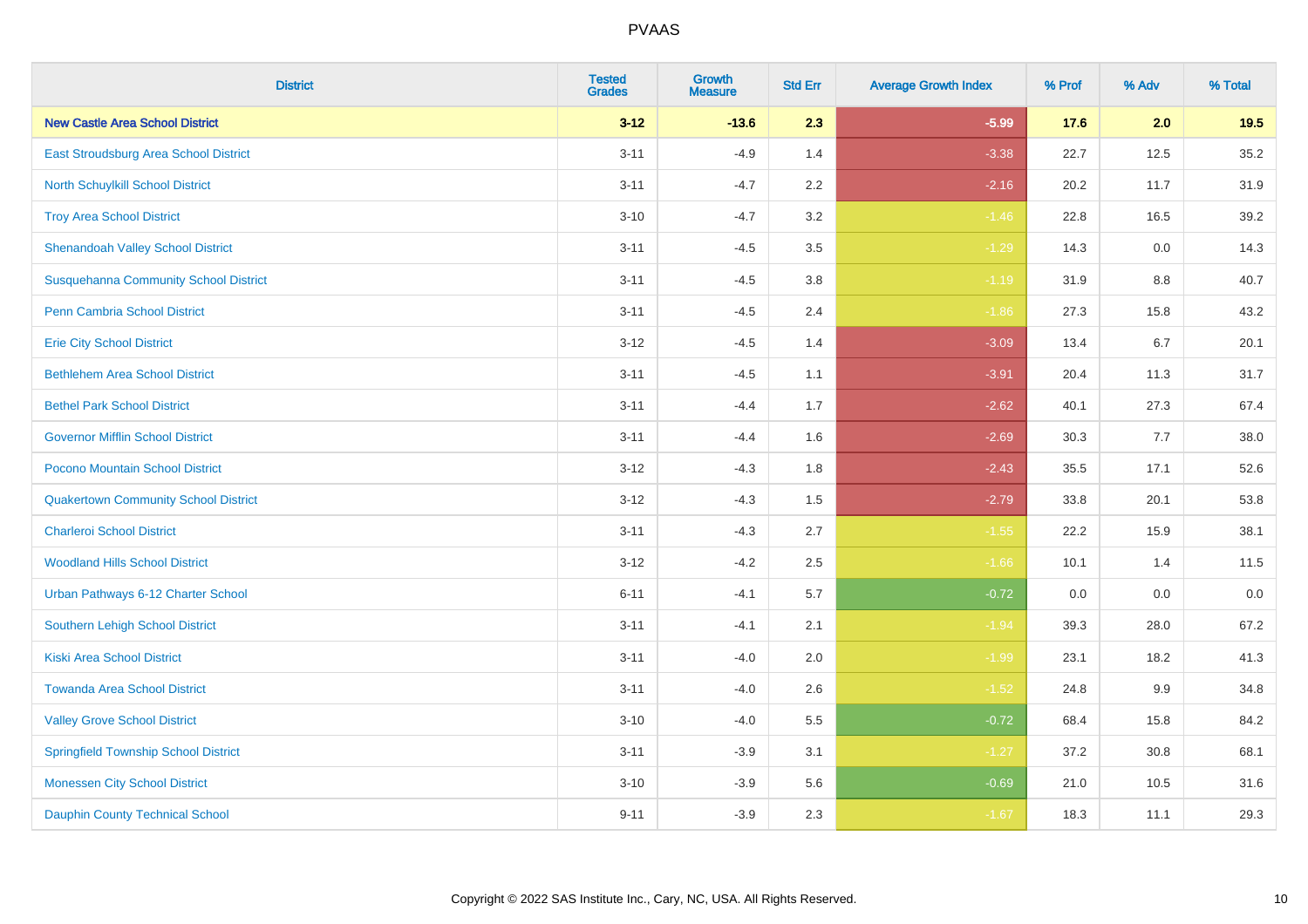| District | Tested Grades | Growth Measure | Std Err | Average Growth Index | % Prof | % Adv | % Total |
|---|---|---|---|---|---|---|---|
| **New Castle Area School District** | **3-12** | **-13.6** | **2.3** | **-5.99** | **17.6** | **2.0** | **19.5** |
| East Stroudsburg Area School District | 3-11 | -4.9 | 1.4 | -3.38 | 22.7 | 12.5 | 35.2 |
| North Schuylkill School District | 3-11 | -4.7 | 2.2 | -2.16 | 20.2 | 11.7 | 31.9 |
| Troy Area School District | 3-10 | -4.7 | 3.2 | -1.46 | 22.8 | 16.5 | 39.2 |
| Shenandoah Valley School District | 3-11 | -4.5 | 3.5 | -1.29 | 14.3 | 0.0 | 14.3 |
| Susquehanna Community School District | 3-11 | -4.5 | 3.8 | -1.19 | 31.9 | 8.8 | 40.7 |
| Penn Cambria School District | 3-11 | -4.5 | 2.4 | -1.86 | 27.3 | 15.8 | 43.2 |
| Erie City School District | 3-12 | -4.5 | 1.4 | -3.09 | 13.4 | 6.7 | 20.1 |
| Bethlehem Area School District | 3-11 | -4.5 | 1.1 | -3.91 | 20.4 | 11.3 | 31.7 |
| Bethel Park School District | 3-11 | -4.4 | 1.7 | -2.62 | 40.1 | 27.3 | 67.4 |
| Governor Mifflin School District | 3-11 | -4.4 | 1.6 | -2.69 | 30.3 | 7.7 | 38.0 |
| Pocono Mountain School District | 3-12 | -4.3 | 1.8 | -2.43 | 35.5 | 17.1 | 52.6 |
| Quakertown Community School District | 3-12 | -4.3 | 1.5 | -2.79 | 33.8 | 20.1 | 53.8 |
| Charleroi School District | 3-11 | -4.3 | 2.7 | -1.55 | 22.2 | 15.9 | 38.1 |
| Woodland Hills School District | 3-12 | -4.2 | 2.5 | -1.66 | 10.1 | 1.4 | 11.5 |
| Urban Pathways 6-12 Charter School | 6-11 | -4.1 | 5.7 | -0.72 | 0.0 | 0.0 | 0.0 |
| Southern Lehigh School District | 3-11 | -4.1 | 2.1 | -1.94 | 39.3 | 28.0 | 67.2 |
| Kiski Area School District | 3-11 | -4.0 | 2.0 | -1.99 | 23.1 | 18.2 | 41.3 |
| Towanda Area School District | 3-11 | -4.0 | 2.6 | -1.52 | 24.8 | 9.9 | 34.8 |
| Valley Grove School District | 3-10 | -4.0 | 5.5 | -0.72 | 68.4 | 15.8 | 84.2 |
| Springfield Township School District | 3-11 | -3.9 | 3.1 | -1.27 | 37.2 | 30.8 | 68.1 |
| Monessen City School District | 3-10 | -3.9 | 5.6 | -0.69 | 21.0 | 10.5 | 31.6 |
| Dauphin County Technical School | 9-11 | -3.9 | 2.3 | -1.67 | 18.3 | 11.1 | 29.3 |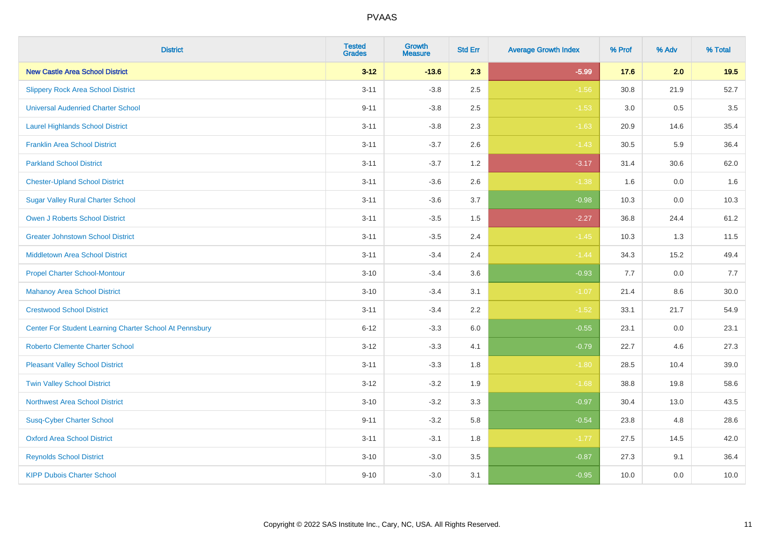| District | Tested Grades | Growth Measure | Std Err | Average Growth Index | % Prof | % Adv | % Total |
|---|---|---|---|---|---|---|---|
| **New Castle Area School District** | **3-12** | **-13.6** | **2.3** | **-5.99** | **17.6** | **2.0** | **19.5** |
| Slippery Rock Area School District | 3-11 | -3.8 | 2.5 | -1.56 | 30.8 | 21.9 | 52.7 |
| Universal Audenried Charter School | 9-11 | -3.8 | 2.5 | -1.53 | 3.0 | 0.5 | 3.5 |
| Laurel Highlands School District | 3-11 | -3.8 | 2.3 | -1.63 | 20.9 | 14.6 | 35.4 |
| Franklin Area School District | 3-11 | -3.7 | 2.6 | -1.43 | 30.5 | 5.9 | 36.4 |
| Parkland School District | 3-11 | -3.7 | 1.2 | -3.17 | 31.4 | 30.6 | 62.0 |
| Chester-Upland School District | 3-11 | -3.6 | 2.6 | -1.38 | 1.6 | 0.0 | 1.6 |
| Sugar Valley Rural Charter School | 3-11 | -3.6 | 3.7 | -0.98 | 10.3 | 0.0 | 10.3 |
| Owen J Roberts School District | 3-11 | -3.5 | 1.5 | -2.27 | 36.8 | 24.4 | 61.2 |
| Greater Johnstown School District | 3-11 | -3.5 | 2.4 | -1.45 | 10.3 | 1.3 | 11.5 |
| Middletown Area School District | 3-11 | -3.4 | 2.4 | -1.44 | 34.3 | 15.2 | 49.4 |
| Propel Charter School-Montour | 3-10 | -3.4 | 3.6 | -0.93 | 7.7 | 0.0 | 7.7 |
| Mahanoy Area School District | 3-10 | -3.4 | 3.1 | -1.07 | 21.4 | 8.6 | 30.0 |
| Crestwood School District | 3-11 | -3.4 | 2.2 | -1.52 | 33.1 | 21.7 | 54.9 |
| Center For Student Learning Charter School At Pennsbury | 6-12 | -3.3 | 6.0 | -0.55 | 23.1 | 0.0 | 23.1 |
| Roberto Clemente Charter School | 3-12 | -3.3 | 4.1 | -0.79 | 22.7 | 4.6 | 27.3 |
| Pleasant Valley School District | 3-11 | -3.3 | 1.8 | -1.80 | 28.5 | 10.4 | 39.0 |
| Twin Valley School District | 3-12 | -3.2 | 1.9 | -1.68 | 38.8 | 19.8 | 58.6 |
| Northwest Area School District | 3-10 | -3.2 | 3.3 | -0.97 | 30.4 | 13.0 | 43.5 |
| Susq-Cyber Charter School | 9-11 | -3.2 | 5.8 | -0.54 | 23.8 | 4.8 | 28.6 |
| Oxford Area School District | 3-11 | -3.1 | 1.8 | -1.77 | 27.5 | 14.5 | 42.0 |
| Reynolds School District | 3-10 | -3.0 | 3.5 | -0.87 | 27.3 | 9.1 | 36.4 |
| KIPP Dubois Charter School | 9-10 | -3.0 | 3.1 | -0.95 | 10.0 | 0.0 | 10.0 |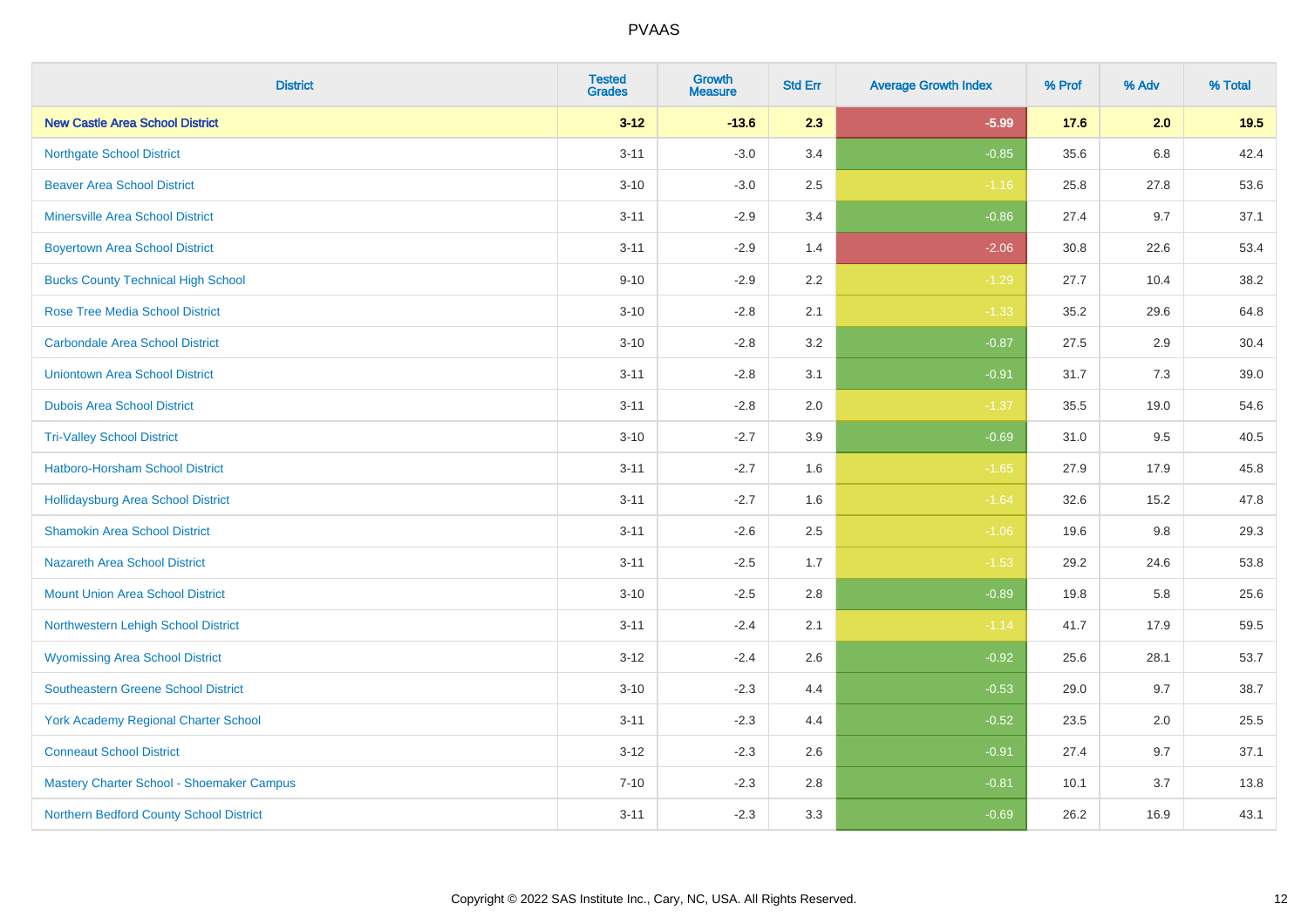# PVAAS

| District | Tested Grades | Growth Measure | Std Err | Average Growth Index | % Prof | % Adv | % Total |
|---|---|---|---|---|---|---|---|
| **New Castle Area School District** | **3-12** | **-13.6** | **2.3** | **-5.99** | **17.6** | **2.0** | **19.5** |
| Northgate School District | 3-11 | -3.0 | 3.4 | -0.85 | 35.6 | 6.8 | 42.4 |
| Beaver Area School District | 3-10 | -3.0 | 2.5 | -1.16 | 25.8 | 27.8 | 53.6 |
| Minersville Area School District | 3-11 | -2.9 | 3.4 | -0.86 | 27.4 | 9.7 | 37.1 |
| Boyertown Area School District | 3-11 | -2.9 | 1.4 | -2.06 | 30.8 | 22.6 | 53.4 |
| Bucks County Technical High School | 9-10 | -2.9 | 2.2 | -1.29 | 27.7 | 10.4 | 38.2 |
| Rose Tree Media School District | 3-10 | -2.8 | 2.1 | -1.33 | 35.2 | 29.6 | 64.8 |
| Carbondale Area School District | 3-10 | -2.8 | 3.2 | -0.87 | 27.5 | 2.9 | 30.4 |
| Uniontown Area School District | 3-11 | -2.8 | 3.1 | -0.91 | 31.7 | 7.3 | 39.0 |
| Dubois Area School District | 3-11 | -2.8 | 2.0 | -1.37 | 35.5 | 19.0 | 54.6 |
| Tri-Valley School District | 3-10 | -2.7 | 3.9 | -0.69 | 31.0 | 9.5 | 40.5 |
| Hatboro-Horsham School District | 3-11 | -2.7 | 1.6 | -1.65 | 27.9 | 17.9 | 45.8 |
| Hollidaysburg Area School District | 3-11 | -2.7 | 1.6 | -1.64 | 32.6 | 15.2 | 47.8 |
| Shamokin Area School District | 3-11 | -2.6 | 2.5 | -1.06 | 19.6 | 9.8 | 29.3 |
| Nazareth Area School District | 3-11 | -2.5 | 1.7 | -1.53 | 29.2 | 24.6 | 53.8 |
| Mount Union Area School District | 3-10 | -2.5 | 2.8 | -0.89 | 19.8 | 5.8 | 25.6 |
| Northwestern Lehigh School District | 3-11 | -2.4 | 2.1 | -1.14 | 41.7 | 17.9 | 59.5 |
| Wyomissing Area School District | 3-12 | -2.4 | 2.6 | -0.92 | 25.6 | 28.1 | 53.7 |
| Southeastern Greene School District | 3-10 | -2.3 | 4.4 | -0.53 | 29.0 | 9.7 | 38.7 |
| York Academy Regional Charter School | 3-11 | -2.3 | 4.4 | -0.52 | 23.5 | 2.0 | 25.5 |
| Conneaut School District | 3-12 | -2.3 | 2.6 | -0.91 | 27.4 | 9.7 | 37.1 |
| Mastery Charter School - Shoemaker Campus | 7-10 | -2.3 | 2.8 | -0.81 | 10.1 | 3.7 | 13.8 |
| Northern Bedford County School District | 3-11 | -2.3 | 3.3 | -0.69 | 26.2 | 16.9 | 43.1 |

Copyright © 2022 SAS Institute Inc., Cary, NC, USA. All Rights Reserved.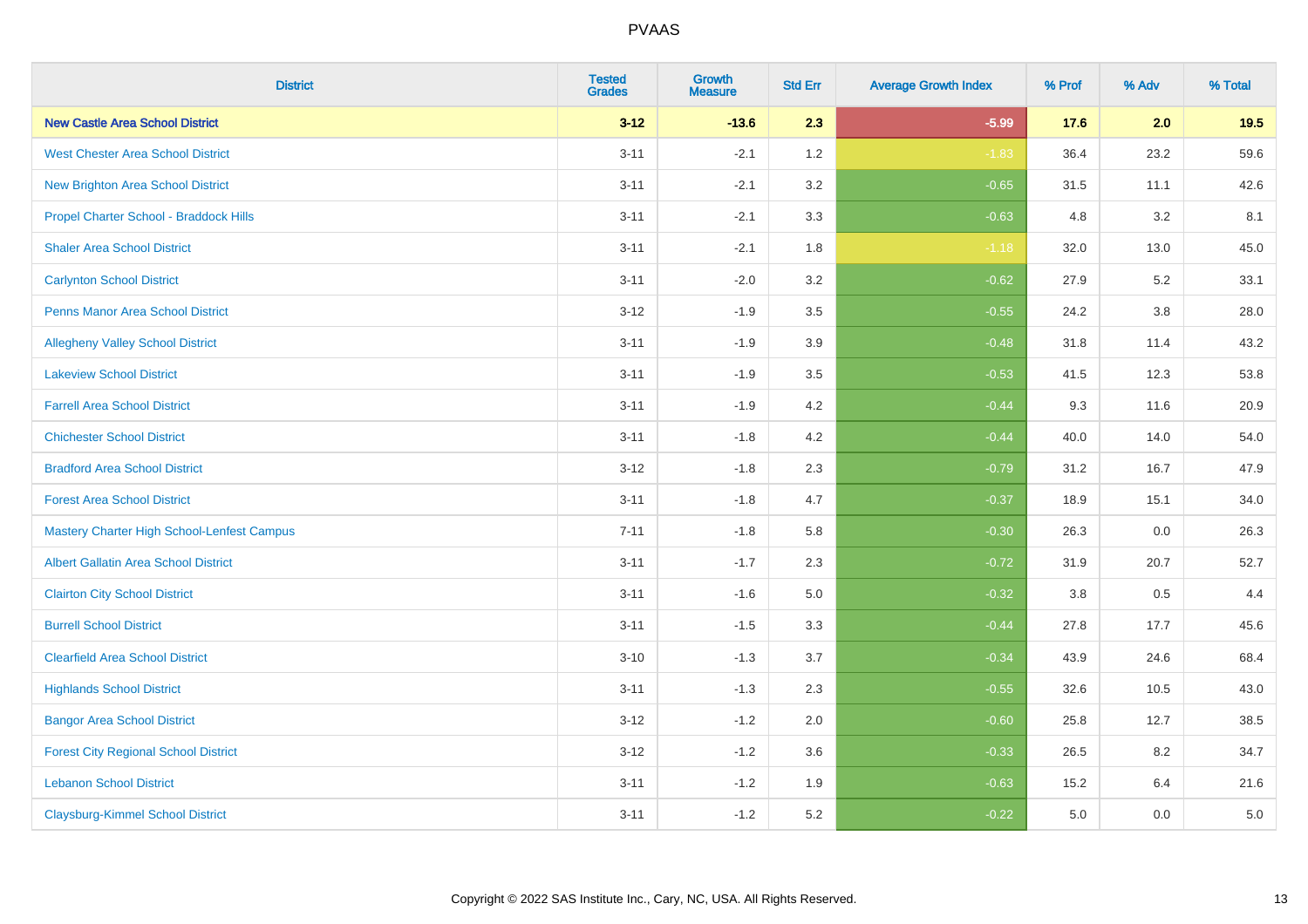PVAAS

| District | Tested Grades | Growth Measure | Std Err | Average Growth Index | % Prof | % Adv | % Total |
|---|---|---|---|---|---|---|---|
| **New Castle Area School District** | **3-12** | **-13.6** | **2.3** | **-5.99** | **17.6** | **2.0** | **19.5** |
| West Chester Area School District | 3-11 | -2.1 | 1.2 | -1.83 | 36.4 | 23.2 | 59.6 |
| New Brighton Area School District | 3-11 | -2.1 | 3.2 | -0.65 | 31.5 | 11.1 | 42.6 |
| Propel Charter School - Braddock Hills | 3-11 | -2.1 | 3.3 | -0.63 | 4.8 | 3.2 | 8.1 |
| Shaler Area School District | 3-11 | -2.1 | 1.8 | -1.18 | 32.0 | 13.0 | 45.0 |
| Carlynton School District | 3-11 | -2.0 | 3.2 | -0.62 | 27.9 | 5.2 | 33.1 |
| Penns Manor Area School District | 3-12 | -1.9 | 3.5 | -0.55 | 24.2 | 3.8 | 28.0 |
| Allegheny Valley School District | 3-11 | -1.9 | 3.9 | -0.48 | 31.8 | 11.4 | 43.2 |
| Lakeview School District | 3-11 | -1.9 | 3.5 | -0.53 | 41.5 | 12.3 | 53.8 |
| Farrell Area School District | 3-11 | -1.9 | 4.2 | -0.44 | 9.3 | 11.6 | 20.9 |
| Chichester School District | 3-11 | -1.8 | 4.2 | -0.44 | 40.0 | 14.0 | 54.0 |
| Bradford Area School District | 3-12 | -1.8 | 2.3 | -0.79 | 31.2 | 16.7 | 47.9 |
| Forest Area School District | 3-11 | -1.8 | 4.7 | -0.37 | 18.9 | 15.1 | 34.0 |
| Mastery Charter High School-Lenfest Campus | 7-11 | -1.8 | 5.8 | -0.30 | 26.3 | 0.0 | 26.3 |
| Albert Gallatin Area School District | 3-11 | -1.7 | 2.3 | -0.72 | 31.9 | 20.7 | 52.7 |
| Clairton City School District | 3-11 | -1.6 | 5.0 | -0.32 | 3.8 | 0.5 | 4.4 |
| Burrell School District | 3-11 | -1.5 | 3.3 | -0.44 | 27.8 | 17.7 | 45.6 |
| Clearfield Area School District | 3-10 | -1.3 | 3.7 | -0.34 | 43.9 | 24.6 | 68.4 |
| Highlands School District | 3-11 | -1.3 | 2.3 | -0.55 | 32.6 | 10.5 | 43.0 |
| Bangor Area School District | 3-12 | -1.2 | 2.0 | -0.60 | 25.8 | 12.7 | 38.5 |
| Forest City Regional School District | 3-12 | -1.2 | 3.6 | -0.33 | 26.5 | 8.2 | 34.7 |
| Lebanon School District | 3-11 | -1.2 | 1.9 | -0.63 | 15.2 | 6.4 | 21.6 |
| Claysburg-Kimmel School District | 3-11 | -1.2 | 5.2 | -0.22 | 5.0 | 0.0 | 5.0 |

Copyright © 2022 SAS Institute Inc., Cary, NC, USA. All Rights Reserved.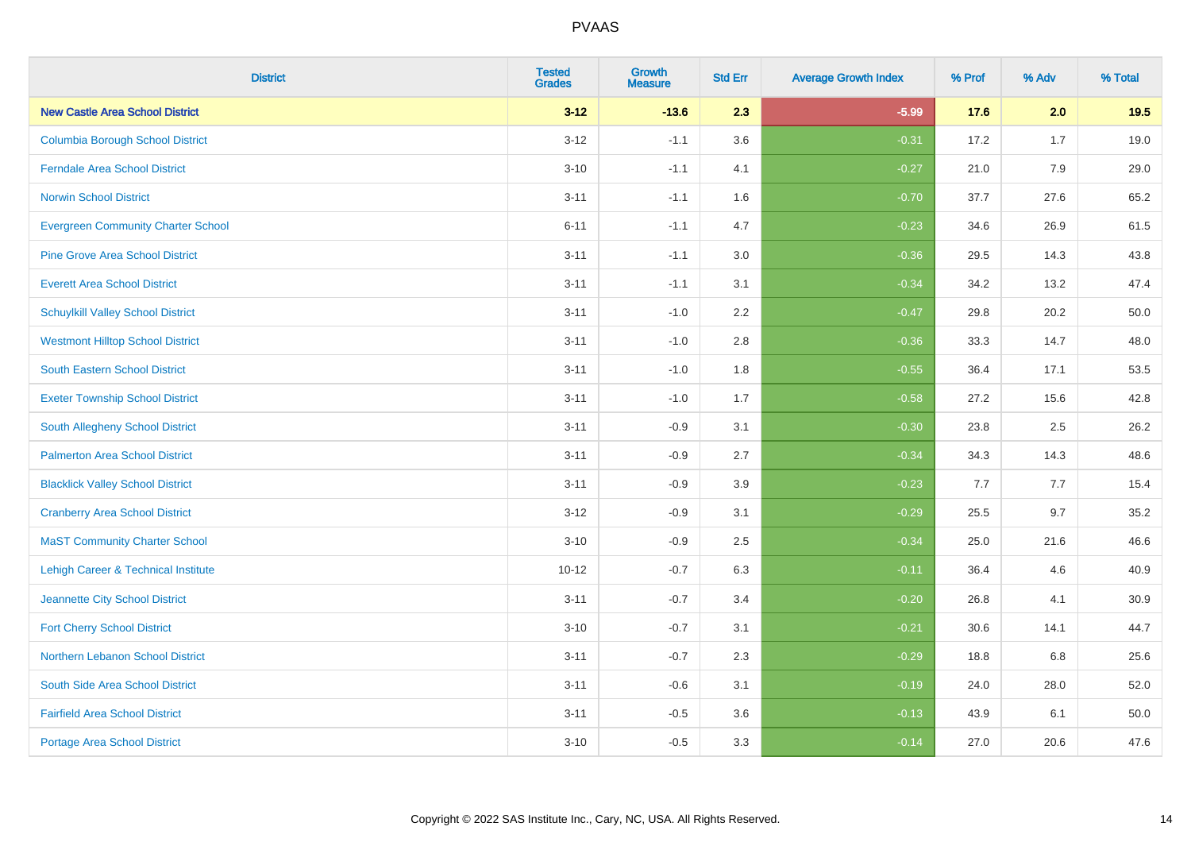# PVAAS

| District | Tested Grades | Growth Measure | Std Err | Average Growth Index | % Prof | % Adv | % Total |
|---|---|---|---|---|---|---|---|
| **New Castle Area School District** | **3-12** | **-13.6** | **2.3** | **-5.99** | **17.6** | **2.0** | **19.5** |
| Columbia Borough School District | 3-12 | -1.1 | 3.6 | -0.31 | 17.2 | 1.7 | 19.0 |
| Ferndale Area School District | 3-10 | -1.1 | 4.1 | -0.27 | 21.0 | 7.9 | 29.0 |
| Norwin School District | 3-11 | -1.1 | 1.6 | -0.70 | 37.7 | 27.6 | 65.2 |
| Evergreen Community Charter School | 6-11 | -1.1 | 4.7 | -0.23 | 34.6 | 26.9 | 61.5 |
| Pine Grove Area School District | 3-11 | -1.1 | 3.0 | -0.36 | 29.5 | 14.3 | 43.8 |
| Everett Area School District | 3-11 | -1.1 | 3.1 | -0.34 | 34.2 | 13.2 | 47.4 |
| Schuylkill Valley School District | 3-11 | -1.0 | 2.2 | -0.47 | 29.8 | 20.2 | 50.0 |
| Westmont Hilltop School District | 3-11 | -1.0 | 2.8 | -0.36 | 33.3 | 14.7 | 48.0 |
| South Eastern School District | 3-11 | -1.0 | 1.8 | -0.55 | 36.4 | 17.1 | 53.5 |
| Exeter Township School District | 3-11 | -1.0 | 1.7 | -0.58 | 27.2 | 15.6 | 42.8 |
| South Allegheny School District | 3-11 | -0.9 | 3.1 | -0.30 | 23.8 | 2.5 | 26.2 |
| Palmerton Area School District | 3-11 | -0.9 | 2.7 | -0.34 | 34.3 | 14.3 | 48.6 |
| Blacklick Valley School District | 3-11 | -0.9 | 3.9 | -0.23 | 7.7 | 7.7 | 15.4 |
| Cranberry Area School District | 3-12 | -0.9 | 3.1 | -0.29 | 25.5 | 9.7 | 35.2 |
| MaST Community Charter School | 3-10 | -0.9 | 2.5 | -0.34 | 25.0 | 21.6 | 46.6 |
| Lehigh Career & Technical Institute | 10-12 | -0.7 | 6.3 | -0.11 | 36.4 | 4.6 | 40.9 |
| Jeannette City School District | 3-11 | -0.7 | 3.4 | -0.20 | 26.8 | 4.1 | 30.9 |
| Fort Cherry School District | 3-10 | -0.7 | 3.1 | -0.21 | 30.6 | 14.1 | 44.7 |
| Northern Lebanon School District | 3-11 | -0.7 | 2.3 | -0.29 | 18.8 | 6.8 | 25.6 |
| South Side Area School District | 3-11 | -0.6 | 3.1 | -0.19 | 24.0 | 28.0 | 52.0 |
| Fairfield Area School District | 3-11 | -0.5 | 3.6 | -0.13 | 43.9 | 6.1 | 50.0 |
| Portage Area School District | 3-10 | -0.5 | 3.3 | -0.14 | 27.0 | 20.6 | 47.6 |

Copyright © 2022 SAS Institute Inc., Cary, NC, USA. All Rights Reserved.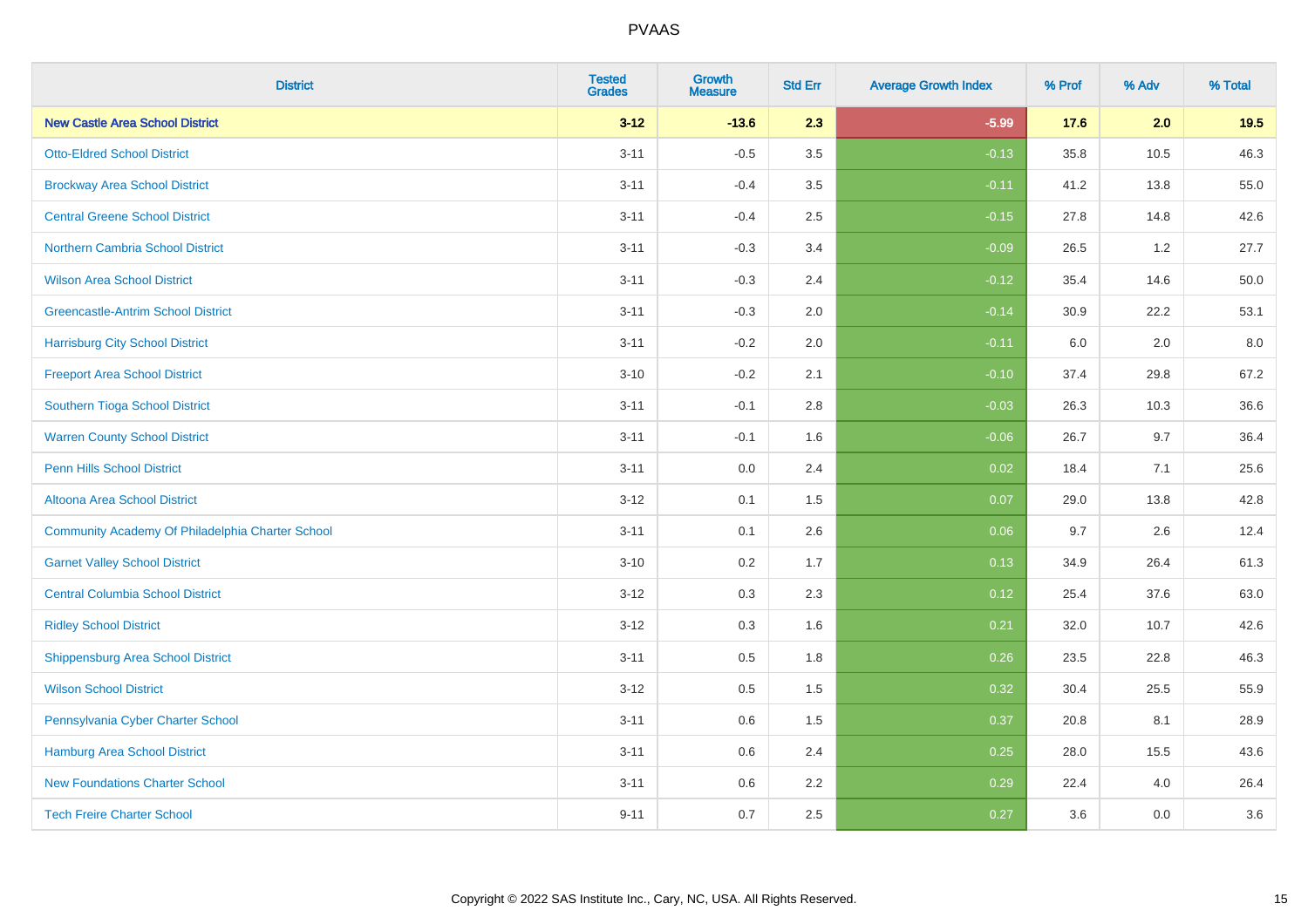| District | Tested Grades | Growth Measure | Std Err | Average Growth Index | % Prof | % Adv | % Total |
|---|---|---|---|---|---|---|---|
| **New Castle Area School District** | **3-12** | **-13.6** | **2.3** | **-5.99** | **17.6** | **2.0** | **19.5** |
| Otto-Eldred School District | 3-11 | -0.5 | 3.5 | -0.13 | 35.8 | 10.5 | 46.3 |
| Brockway Area School District | 3-11 | -0.4 | 3.5 | -0.11 | 41.2 | 13.8 | 55.0 |
| Central Greene School District | 3-11 | -0.4 | 2.5 | -0.15 | 27.8 | 14.8 | 42.6 |
| Northern Cambria School District | 3-11 | -0.3 | 3.4 | -0.09 | 26.5 | 1.2 | 27.7 |
| Wilson Area School District | 3-11 | -0.3 | 2.4 | -0.12 | 35.4 | 14.6 | 50.0 |
| Greencastle-Antrim School District | 3-11 | -0.3 | 2.0 | -0.14 | 30.9 | 22.2 | 53.1 |
| Harrisburg City School District | 3-11 | -0.2 | 2.0 | -0.11 | 6.0 | 2.0 | 8.0 |
| Freeport Area School District | 3-10 | -0.2 | 2.1 | -0.10 | 37.4 | 29.8 | 67.2 |
| Southern Tioga School District | 3-11 | -0.1 | 2.8 | -0.03 | 26.3 | 10.3 | 36.6 |
| Warren County School District | 3-11 | -0.1 | 1.6 | -0.06 | 26.7 | 9.7 | 36.4 |
| Penn Hills School District | 3-11 | 0.0 | 2.4 | 0.02 | 18.4 | 7.1 | 25.6 |
| Altoona Area School District | 3-12 | 0.1 | 1.5 | 0.07 | 29.0 | 13.8 | 42.8 |
| Community Academy Of Philadelphia Charter School | 3-11 | 0.1 | 2.6 | 0.06 | 9.7 | 2.6 | 12.4 |
| Garnet Valley School District | 3-10 | 0.2 | 1.7 | 0.13 | 34.9 | 26.4 | 61.3 |
| Central Columbia School District | 3-12 | 0.3 | 2.3 | 0.12 | 25.4 | 37.6 | 63.0 |
| Ridley School District | 3-12 | 0.3 | 1.6 | 0.21 | 32.0 | 10.7 | 42.6 |
| Shippensburg Area School District | 3-11 | 0.5 | 1.8 | 0.26 | 23.5 | 22.8 | 46.3 |
| Wilson School District | 3-12 | 0.5 | 1.5 | 0.32 | 30.4 | 25.5 | 55.9 |
| Pennsylvania Cyber Charter School | 3-11 | 0.6 | 1.5 | 0.37 | 20.8 | 8.1 | 28.9 |
| Hamburg Area School District | 3-11 | 0.6 | 2.4 | 0.25 | 28.0 | 15.5 | 43.6 |
| New Foundations Charter School | 3-11 | 0.6 | 2.2 | 0.29 | 22.4 | 4.0 | 26.4 |
| Tech Freire Charter School | 9-11 | 0.7 | 2.5 | 0.27 | 3.6 | 0.0 | 3.6 |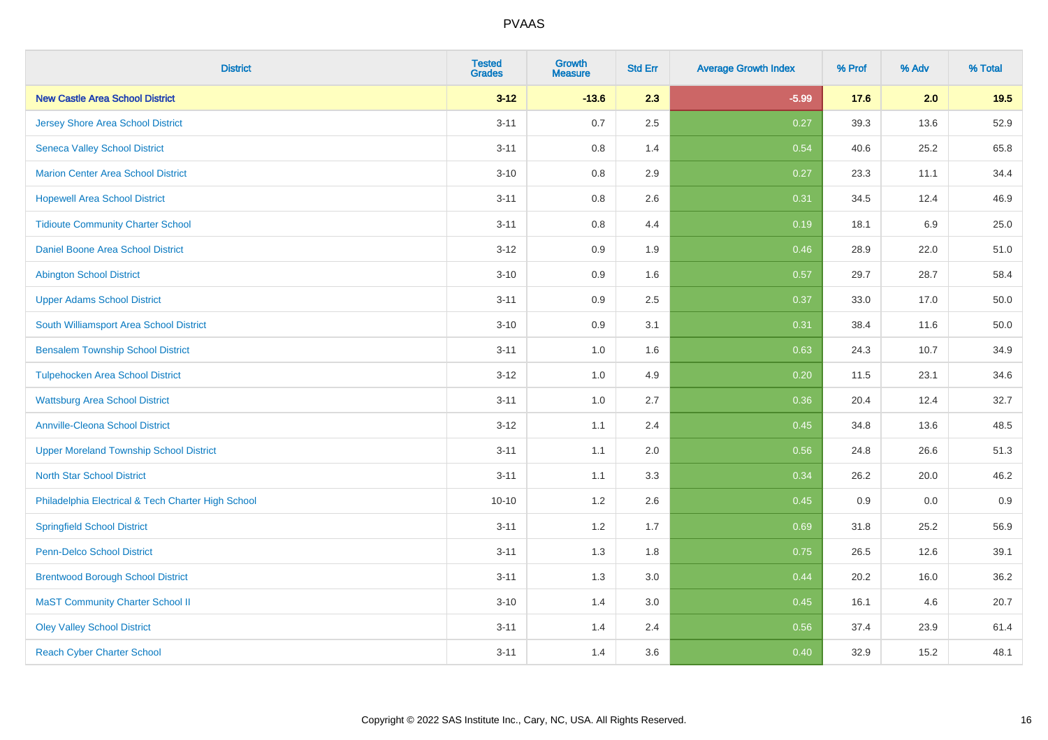# PVAAS

| District | Tested Grades | Growth Measure | Std Err | Average Growth Index | % Prof | % Adv | % Total |
|---|---|---|---|---|---|---|---|
| **New Castle Area School District** | **3-12** | **-13.6** | **2.3** | **-5.99** | **17.6** | **2.0** | **19.5** |
| Jersey Shore Area School District | 3-11 | 0.7 | 2.5 | 0.27 | 39.3 | 13.6 | 52.9 |
| Seneca Valley School District | 3-11 | 0.8 | 1.4 | 0.54 | 40.6 | 25.2 | 65.8 |
| Marion Center Area School District | 3-10 | 0.8 | 2.9 | 0.27 | 23.3 | 11.1 | 34.4 |
| Hopewell Area School District | 3-11 | 0.8 | 2.6 | 0.31 | 34.5 | 12.4 | 46.9 |
| Tidioute Community Charter School | 3-11 | 0.8 | 4.4 | 0.19 | 18.1 | 6.9 | 25.0 |
| Daniel Boone Area School District | 3-12 | 0.9 | 1.9 | 0.46 | 28.9 | 22.0 | 51.0 |
| Abington School District | 3-10 | 0.9 | 1.6 | 0.57 | 29.7 | 28.7 | 58.4 |
| Upper Adams School District | 3-11 | 0.9 | 2.5 | 0.37 | 33.0 | 17.0 | 50.0 |
| South Williamsport Area School District | 3-10 | 0.9 | 3.1 | 0.31 | 38.4 | 11.6 | 50.0 |
| Bensalem Township School District | 3-11 | 1.0 | 1.6 | 0.63 | 24.3 | 10.7 | 34.9 |
| Tulpehocken Area School District | 3-12 | 1.0 | 4.9 | 0.20 | 11.5 | 23.1 | 34.6 |
| Wattsburg Area School District | 3-11 | 1.0 | 2.7 | 0.36 | 20.4 | 12.4 | 32.7 |
| Annville-Cleona School District | 3-12 | 1.1 | 2.4 | 0.45 | 34.8 | 13.6 | 48.5 |
| Upper Moreland Township School District | 3-11 | 1.1 | 2.0 | 0.56 | 24.8 | 26.6 | 51.3 |
| North Star School District | 3-11 | 1.1 | 3.3 | 0.34 | 26.2 | 20.0 | 46.2 |
| Philadelphia Electrical & Tech Charter High School | 10-10 | 1.2 | 2.6 | 0.45 | 0.9 | 0.0 | 0.9 |
| Springfield School District | 3-11 | 1.2 | 1.7 | 0.69 | 31.8 | 25.2 | 56.9 |
| Penn-Delco School District | 3-11 | 1.3 | 1.8 | 0.75 | 26.5 | 12.6 | 39.1 |
| Brentwood Borough School District | 3-11 | 1.3 | 3.0 | 0.44 | 20.2 | 16.0 | 36.2 |
| MaST Community Charter School II | 3-10 | 1.4 | 3.0 | 0.45 | 16.1 | 4.6 | 20.7 |
| Oley Valley School District | 3-11 | 1.4 | 2.4 | 0.56 | 37.4 | 23.9 | 61.4 |
| Reach Cyber Charter School | 3-11 | 1.4 | 3.6 | 0.40 | 32.9 | 15.2 | 48.1 |

Copyright © 2022 SAS Institute Inc., Cary, NC, USA. All Rights Reserved.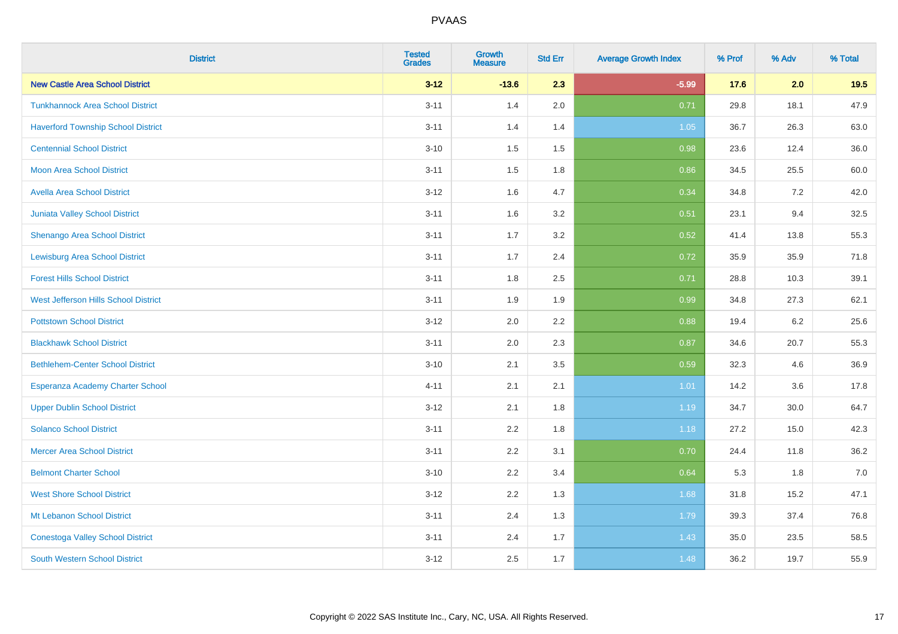# PVAAS

| District | Tested Grades | Growth Measure | Std Err | Average Growth Index | % Prof | % Adv | % Total |
|---|---|---|---|---|---|---|---|
| **New Castle Area School District** | **3-12** | **-13.6** | **2.3** | **-5.99** | **17.6** | **2.0** | **19.5** |
| Tunkhannock Area School District | 3-11 | 1.4 | 2.0 | 0.71 | 29.8 | 18.1 | 47.9 |
| Haverford Township School District | 3-11 | 1.4 | 1.4 | 1.05 | 36.7 | 26.3 | 63.0 |
| Centennial School District | 3-10 | 1.5 | 1.5 | 0.98 | 23.6 | 12.4 | 36.0 |
| Moon Area School District | 3-11 | 1.5 | 1.8 | 0.86 | 34.5 | 25.5 | 60.0 |
| Avella Area School District | 3-12 | 1.6 | 4.7 | 0.34 | 34.8 | 7.2 | 42.0 |
| Juniata Valley School District | 3-11 | 1.6 | 3.2 | 0.51 | 23.1 | 9.4 | 32.5 |
| Shenango Area School District | 3-11 | 1.7 | 3.2 | 0.52 | 41.4 | 13.8 | 55.3 |
| Lewisburg Area School District | 3-11 | 1.7 | 2.4 | 0.72 | 35.9 | 35.9 | 71.8 |
| Forest Hills School District | 3-11 | 1.8 | 2.5 | 0.71 | 28.8 | 10.3 | 39.1 |
| West Jefferson Hills School District | 3-11 | 1.9 | 1.9 | 0.99 | 34.8 | 27.3 | 62.1 |
| Pottstown School District | 3-12 | 2.0 | 2.2 | 0.88 | 19.4 | 6.2 | 25.6 |
| Blackhawk School District | 3-11 | 2.0 | 2.3 | 0.87 | 34.6 | 20.7 | 55.3 |
| Bethlehem-Center School District | 3-10 | 2.1 | 3.5 | 0.59 | 32.3 | 4.6 | 36.9 |
| Esperanza Academy Charter School | 4-11 | 2.1 | 2.1 | 1.01 | 14.2 | 3.6 | 17.8 |
| Upper Dublin School District | 3-12 | 2.1 | 1.8 | 1.19 | 34.7 | 30.0 | 64.7 |
| Solanco School District | 3-11 | 2.2 | 1.8 | 1.18 | 27.2 | 15.0 | 42.3 |
| Mercer Area School District | 3-11 | 2.2 | 3.1 | 0.70 | 24.4 | 11.8 | 36.2 |
| Belmont Charter School | 3-10 | 2.2 | 3.4 | 0.64 | 5.3 | 1.8 | 7.0 |
| West Shore School District | 3-12 | 2.2 | 1.3 | 1.68 | 31.8 | 15.2 | 47.1 |
| Mt Lebanon School District | 3-11 | 2.4 | 1.3 | 1.79 | 39.3 | 37.4 | 76.8 |
| Conestoga Valley School District | 3-11 | 2.4 | 1.7 | 1.43 | 35.0 | 23.5 | 58.5 |
| South Western School District | 3-12 | 2.5 | 1.7 | 1.48 | 36.2 | 19.7 | 55.9 |

Copyright © 2022 SAS Institute Inc., Cary, NC, USA. All Rights Reserved.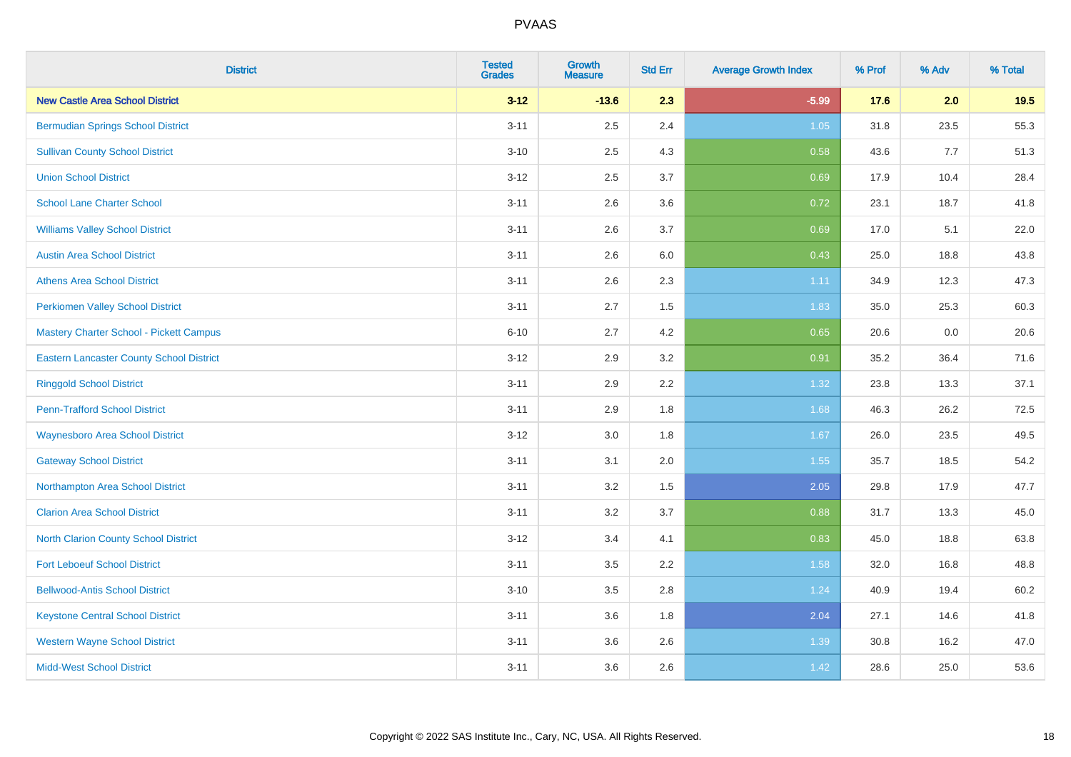# PVAAS

| District | Tested Grades | Growth Measure | Std Err | Average Growth Index | % Prof | % Adv | % Total |
|---|---|---|---|---|---|---|---|
| **New Castle Area School District** | **3-12** | **-13.6** | **2.3** | **-5.99** | **17.6** | **2.0** | **19.5** |
| Bermudian Springs School District | 3-11 | 2.5 | 2.4 | 1.05 | 31.8 | 23.5 | 55.3 |
| Sullivan County School District | 3-10 | 2.5 | 4.3 | 0.58 | 43.6 | 7.7 | 51.3 |
| Union School District | 3-12 | 2.5 | 3.7 | 0.69 | 17.9 | 10.4 | 28.4 |
| School Lane Charter School | 3-11 | 2.6 | 3.6 | 0.72 | 23.1 | 18.7 | 41.8 |
| Williams Valley School District | 3-11 | 2.6 | 3.7 | 0.69 | 17.0 | 5.1 | 22.0 |
| Austin Area School District | 3-11 | 2.6 | 6.0 | 0.43 | 25.0 | 18.8 | 43.8 |
| Athens Area School District | 3-11 | 2.6 | 2.3 | 1.11 | 34.9 | 12.3 | 47.3 |
| Perkiomen Valley School District | 3-11 | 2.7 | 1.5 | 1.83 | 35.0 | 25.3 | 60.3 |
| Mastery Charter School - Pickett Campus | 6-10 | 2.7 | 4.2 | 0.65 | 20.6 | 0.0 | 20.6 |
| Eastern Lancaster County School District | 3-12 | 2.9 | 3.2 | 0.91 | 35.2 | 36.4 | 71.6 |
| Ringgold School District | 3-11 | 2.9 | 2.2 | 1.32 | 23.8 | 13.3 | 37.1 |
| Penn-Trafford School District | 3-11 | 2.9 | 1.8 | 1.68 | 46.3 | 26.2 | 72.5 |
| Waynesboro Area School District | 3-12 | 3.0 | 1.8 | 1.67 | 26.0 | 23.5 | 49.5 |
| Gateway School District | 3-11 | 3.1 | 2.0 | 1.55 | 35.7 | 18.5 | 54.2 |
| Northampton Area School District | 3-11 | 3.2 | 1.5 | 2.05 | 29.8 | 17.9 | 47.7 |
| Clarion Area School District | 3-11 | 3.2 | 3.7 | 0.88 | 31.7 | 13.3 | 45.0 |
| North Clarion County School District | 3-12 | 3.4 | 4.1 | 0.83 | 45.0 | 18.8 | 63.8 |
| Fort Leboeuf School District | 3-11 | 3.5 | 2.2 | 1.58 | 32.0 | 16.8 | 48.8 |
| Bellwood-Antis School District | 3-10 | 3.5 | 2.8 | 1.24 | 40.9 | 19.4 | 60.2 |
| Keystone Central School District | 3-11 | 3.6 | 1.8 | 2.04 | 27.1 | 14.6 | 41.8 |
| Western Wayne School District | 3-11 | 3.6 | 2.6 | 1.39 | 30.8 | 16.2 | 47.0 |
| Midd-West School District | 3-11 | 3.6 | 2.6 | 1.42 | 28.6 | 25.0 | 53.6 |

Copyright © 2022 SAS Institute Inc., Cary, NC, USA. All Rights Reserved.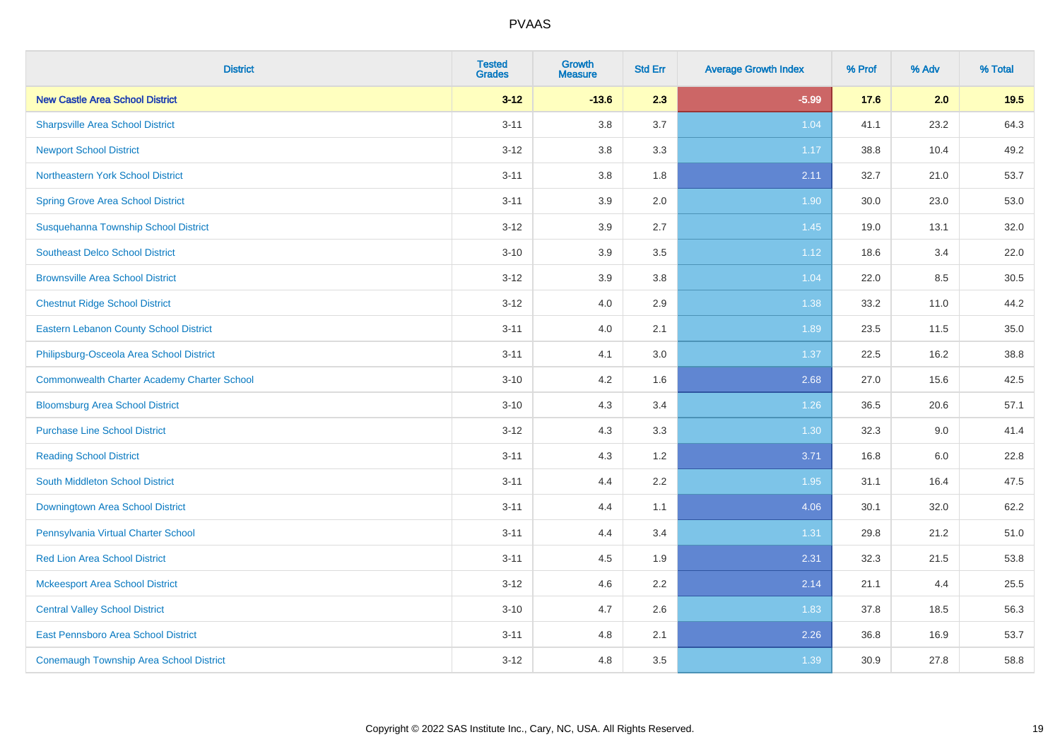# PVAAS

| District | Tested Grades | Growth Measure | Std Err | Average Growth Index | % Prof | % Adv | % Total |
|---|---|---|---|---|---|---|---|
| **New Castle Area School District** | **3-12** | **-13.6** | **2.3** | **-5.99** | **17.6** | **2.0** | **19.5** |
| Sharpsville Area School District | 3-11 | 3.8 | 3.7 | 1.04 | 41.1 | 23.2 | 64.3 |
| Newport School District | 3-12 | 3.8 | 3.3 | 1.17 | 38.8 | 10.4 | 49.2 |
| Northeastern York School District | 3-11 | 3.8 | 1.8 | 2.11 | 32.7 | 21.0 | 53.7 |
| Spring Grove Area School District | 3-11 | 3.9 | 2.0 | 1.90 | 30.0 | 23.0 | 53.0 |
| Susquehanna Township School District | 3-12 | 3.9 | 2.7 | 1.45 | 19.0 | 13.1 | 32.0 |
| Southeast Delco School District | 3-10 | 3.9 | 3.5 | 1.12 | 18.6 | 3.4 | 22.0 |
| Brownsville Area School District | 3-12 | 3.9 | 3.8 | 1.04 | 22.0 | 8.5 | 30.5 |
| Chestnut Ridge School District | 3-12 | 4.0 | 2.9 | 1.38 | 33.2 | 11.0 | 44.2 |
| Eastern Lebanon County School District | 3-11 | 4.0 | 2.1 | 1.89 | 23.5 | 11.5 | 35.0 |
| Philipsburg-Osceola Area School District | 3-11 | 4.1 | 3.0 | 1.37 | 22.5 | 16.2 | 38.8 |
| Commonwealth Charter Academy Charter School | 3-10 | 4.2 | 1.6 | 2.68 | 27.0 | 15.6 | 42.5 |
| Bloomsburg Area School District | 3-10 | 4.3 | 3.4 | 1.26 | 36.5 | 20.6 | 57.1 |
| Purchase Line School District | 3-12 | 4.3 | 3.3 | 1.30 | 32.3 | 9.0 | 41.4 |
| Reading School District | 3-11 | 4.3 | 1.2 | 3.71 | 16.8 | 6.0 | 22.8 |
| South Middleton School District | 3-11 | 4.4 | 2.2 | 1.95 | 31.1 | 16.4 | 47.5 |
| Downingtown Area School District | 3-11 | 4.4 | 1.1 | 4.06 | 30.1 | 32.0 | 62.2 |
| Pennsylvania Virtual Charter School | 3-11 | 4.4 | 3.4 | 1.31 | 29.8 | 21.2 | 51.0 |
| Red Lion Area School District | 3-11 | 4.5 | 1.9 | 2.31 | 32.3 | 21.5 | 53.8 |
| Mckeesport Area School District | 3-12 | 4.6 | 2.2 | 2.14 | 21.1 | 4.4 | 25.5 |
| Central Valley School District | 3-10 | 4.7 | 2.6 | 1.83 | 37.8 | 18.5 | 56.3 |
| East Pennsboro Area School District | 3-11 | 4.8 | 2.1 | 2.26 | 36.8 | 16.9 | 53.7 |
| Conemaugh Township Area School District | 3-12 | 4.8 | 3.5 | 1.39 | 30.9 | 27.8 | 58.8 |

Copyright © 2022 SAS Institute Inc., Cary, NC, USA. All Rights Reserved.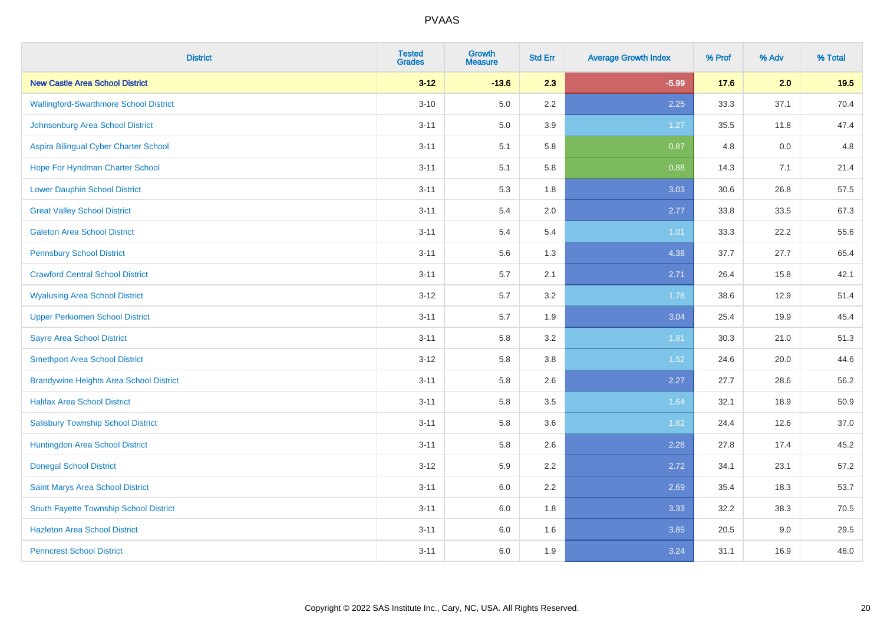# PVAAS

| District | Tested Grades | Growth Measure | Std Err | Average Growth Index | % Prof | % Adv | % Total |
|---|---|---|---|---|---|---|---|
| **New Castle Area School District** | **3-12** | **-13.6** | **2.3** | **-5.99** | **17.6** | **2.0** | **19.5** |
| Wallingford-Swarthmore School District | 3-10 | 5.0 | 2.2 | 2.25 | 33.3 | 37.1 | 70.4 |
| Johnsonburg Area School District | 3-11 | 5.0 | 3.9 | 1.27 | 35.5 | 11.8 | 47.4 |
| Aspira Bilingual Cyber Charter School | 3-11 | 5.1 | 5.8 | 0.87 | 4.8 | 0.0 | 4.8 |
| Hope For Hyndman Charter School | 3-11 | 5.1 | 5.8 | 0.88 | 14.3 | 7.1 | 21.4 |
| Lower Dauphin School District | 3-11 | 5.3 | 1.8 | 3.03 | 30.6 | 26.8 | 57.5 |
| Great Valley School District | 3-11 | 5.4 | 2.0 | 2.77 | 33.8 | 33.5 | 67.3 |
| Galeton Area School District | 3-11 | 5.4 | 5.4 | 1.01 | 33.3 | 22.2 | 55.6 |
| Pennsbury School District | 3-11 | 5.6 | 1.3 | 4.38 | 37.7 | 27.7 | 65.4 |
| Crawford Central School District | 3-11 | 5.7 | 2.1 | 2.71 | 26.4 | 15.8 | 42.1 |
| Wyalusing Area School District | 3-12 | 5.7 | 3.2 | 1.78 | 38.6 | 12.9 | 51.4 |
| Upper Perkiomen School District | 3-11 | 5.7 | 1.9 | 3.04 | 25.4 | 19.9 | 45.4 |
| Sayre Area School District | 3-11 | 5.8 | 3.2 | 1.81 | 30.3 | 21.0 | 51.3 |
| Smethport Area School District | 3-12 | 5.8 | 3.8 | 1.52 | 24.6 | 20.0 | 44.6 |
| Brandywine Heights Area School District | 3-11 | 5.8 | 2.6 | 2.27 | 27.7 | 28.6 | 56.2 |
| Halifax Area School District | 3-11 | 5.8 | 3.5 | 1.64 | 32.1 | 18.9 | 50.9 |
| Salisbury Township School District | 3-11 | 5.8 | 3.6 | 1.62 | 24.4 | 12.6 | 37.0 |
| Huntingdon Area School District | 3-11 | 5.8 | 2.6 | 2.28 | 27.8 | 17.4 | 45.2 |
| Donegal School District | 3-12 | 5.9 | 2.2 | 2.72 | 34.1 | 23.1 | 57.2 |
| Saint Marys Area School District | 3-11 | 6.0 | 2.2 | 2.69 | 35.4 | 18.3 | 53.7 |
| South Fayette Township School District | 3-11 | 6.0 | 1.8 | 3.33 | 32.2 | 38.3 | 70.5 |
| Hazleton Area School District | 3-11 | 6.0 | 1.6 | 3.85 | 20.5 | 9.0 | 29.5 |
| Penncrest School District | 3-11 | 6.0 | 1.9 | 3.24 | 31.1 | 16.9 | 48.0 |

Copyright © 2022 SAS Institute Inc., Cary, NC, USA. All Rights Reserved.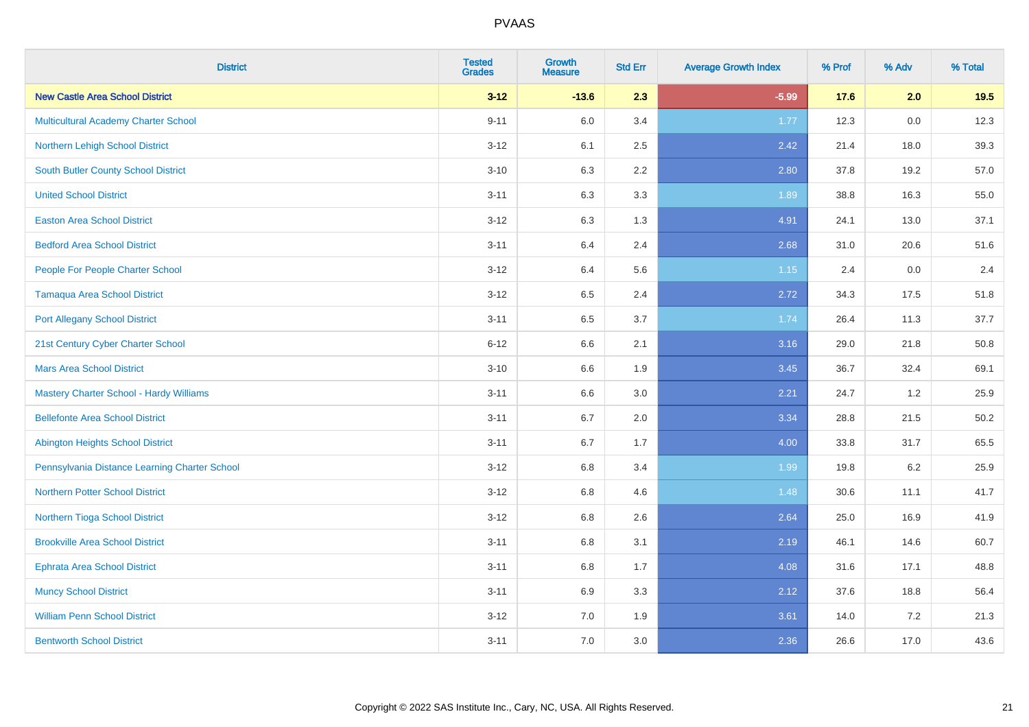PVAAS

| District | Tested Grades | Growth Measure | Std Err | Average Growth Index | % Prof | % Adv | % Total |
|---|---|---|---|---|---|---|---|
| **New Castle Area School District** | **3-12** | **-13.6** | **2.3** | **-5.99** | **17.6** | **2.0** | **19.5** |
| Multicultural Academy Charter School | 9-11 | 6.0 | 3.4 | 1.77 | 12.3 | 0.0 | 12.3 |
| Northern Lehigh School District | 3-12 | 6.1 | 2.5 | 2.42 | 21.4 | 18.0 | 39.3 |
| South Butler County School District | 3-10 | 6.3 | 2.2 | 2.80 | 37.8 | 19.2 | 57.0 |
| United School District | 3-11 | 6.3 | 3.3 | 1.89 | 38.8 | 16.3 | 55.0 |
| Easton Area School District | 3-12 | 6.3 | 1.3 | 4.91 | 24.1 | 13.0 | 37.1 |
| Bedford Area School District | 3-11 | 6.4 | 2.4 | 2.68 | 31.0 | 20.6 | 51.6 |
| People For People Charter School | 3-12 | 6.4 | 5.6 | 1.15 | 2.4 | 0.0 | 2.4 |
| Tamaqua Area School District | 3-12 | 6.5 | 2.4 | 2.72 | 34.3 | 17.5 | 51.8 |
| Port Allegany School District | 3-11 | 6.5 | 3.7 | 1.74 | 26.4 | 11.3 | 37.7 |
| 21st Century Cyber Charter School | 6-12 | 6.6 | 2.1 | 3.16 | 29.0 | 21.8 | 50.8 |
| Mars Area School District | 3-10 | 6.6 | 1.9 | 3.45 | 36.7 | 32.4 | 69.1 |
| Mastery Charter School - Hardy Williams | 3-11 | 6.6 | 3.0 | 2.21 | 24.7 | 1.2 | 25.9 |
| Bellefonte Area School District | 3-11 | 6.7 | 2.0 | 3.34 | 28.8 | 21.5 | 50.2 |
| Abington Heights School District | 3-11 | 6.7 | 1.7 | 4.00 | 33.8 | 31.7 | 65.5 |
| Pennsylvania Distance Learning Charter School | 3-12 | 6.8 | 3.4 | 1.99 | 19.8 | 6.2 | 25.9 |
| Northern Potter School District | 3-12 | 6.8 | 4.6 | 1.48 | 30.6 | 11.1 | 41.7 |
| Northern Tioga School District | 3-12 | 6.8 | 2.6 | 2.64 | 25.0 | 16.9 | 41.9 |
| Brookville Area School District | 3-11 | 6.8 | 3.1 | 2.19 | 46.1 | 14.6 | 60.7 |
| Ephrata Area School District | 3-11 | 6.8 | 1.7 | 4.08 | 31.6 | 17.1 | 48.8 |
| Muncy School District | 3-11 | 6.9 | 3.3 | 2.12 | 37.6 | 18.8 | 56.4 |
| William Penn School District | 3-12 | 7.0 | 1.9 | 3.61 | 14.0 | 7.2 | 21.3 |
| Bentworth School District | 3-11 | 7.0 | 3.0 | 2.36 | 26.6 | 17.0 | 43.6 |

Copyright © 2022 SAS Institute Inc., Cary, NC, USA. All Rights Reserved.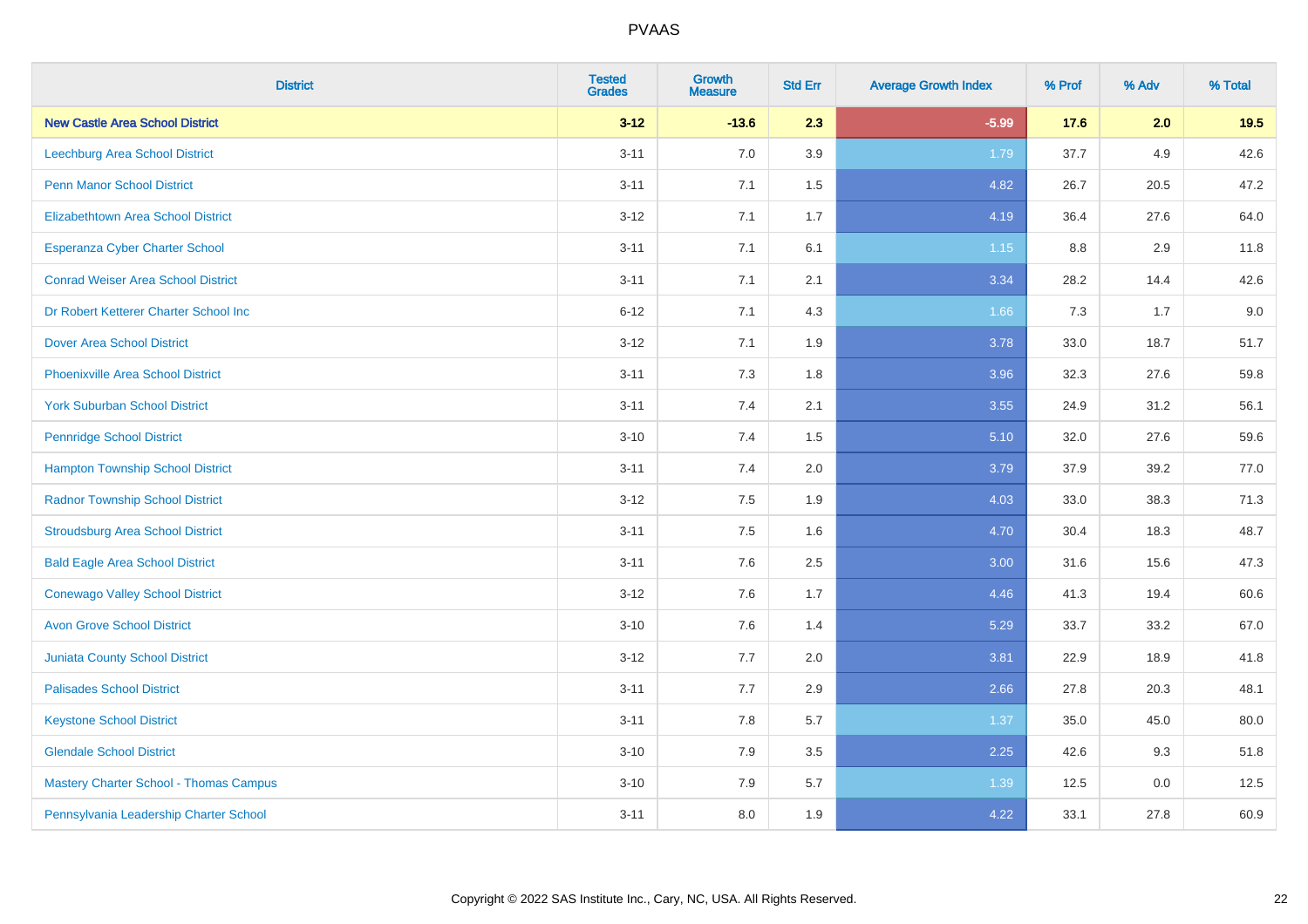# PVAAS

| District | Tested Grades | Growth Measure | Std Err | Average Growth Index | % Prof | % Adv | % Total |
|---|---|---|---|---|---|---|---|
| **New Castle Area School District** | **3-12** | **-13.6** | **2.3** | **-5.99** | **17.6** | **2.0** | **19.5** |
| Leechburg Area School District | 3-11 | 7.0 | 3.9 | 1.79 | 37.7 | 4.9 | 42.6 |
| Penn Manor School District | 3-11 | 7.1 | 1.5 | 4.82 | 26.7 | 20.5 | 47.2 |
| Elizabethtown Area School District | 3-12 | 7.1 | 1.7 | 4.19 | 36.4 | 27.6 | 64.0 |
| Esperanza Cyber Charter School | 3-11 | 7.1 | 6.1 | 1.15 | 8.8 | 2.9 | 11.8 |
| Conrad Weiser Area School District | 3-11 | 7.1 | 2.1 | 3.34 | 28.2 | 14.4 | 42.6 |
| Dr Robert Ketterer Charter School Inc | 6-12 | 7.1 | 4.3 | 1.66 | 7.3 | 1.7 | 9.0 |
| Dover Area School District | 3-12 | 7.1 | 1.9 | 3.78 | 33.0 | 18.7 | 51.7 |
| Phoenixville Area School District | 3-11 | 7.3 | 1.8 | 3.96 | 32.3 | 27.6 | 59.8 |
| York Suburban School District | 3-11 | 7.4 | 2.1 | 3.55 | 24.9 | 31.2 | 56.1 |
| Pennridge School District | 3-10 | 7.4 | 1.5 | 5.10 | 32.0 | 27.6 | 59.6 |
| Hampton Township School District | 3-11 | 7.4 | 2.0 | 3.79 | 37.9 | 39.2 | 77.0 |
| Radnor Township School District | 3-12 | 7.5 | 1.9 | 4.03 | 33.0 | 38.3 | 71.3 |
| Stroudsburg Area School District | 3-11 | 7.5 | 1.6 | 4.70 | 30.4 | 18.3 | 48.7 |
| Bald Eagle Area School District | 3-11 | 7.6 | 2.5 | 3.00 | 31.6 | 15.6 | 47.3 |
| Conewago Valley School District | 3-12 | 7.6 | 1.7 | 4.46 | 41.3 | 19.4 | 60.6 |
| Avon Grove School District | 3-10 | 7.6 | 1.4 | 5.29 | 33.7 | 33.2 | 67.0 |
| Juniata County School District | 3-12 | 7.7 | 2.0 | 3.81 | 22.9 | 18.9 | 41.8 |
| Palisades School District | 3-11 | 7.7 | 2.9 | 2.66 | 27.8 | 20.3 | 48.1 |
| Keystone School District | 3-11 | 7.8 | 5.7 | 1.37 | 35.0 | 45.0 | 80.0 |
| Glendale School District | 3-10 | 7.9 | 3.5 | 2.25 | 42.6 | 9.3 | 51.8 |
| Mastery Charter School - Thomas Campus | 3-10 | 7.9 | 5.7 | 1.39 | 12.5 | 0.0 | 12.5 |
| Pennsylvania Leadership Charter School | 3-11 | 8.0 | 1.9 | 4.22 | 33.1 | 27.8 | 60.9 |

Copyright © 2022 SAS Institute Inc., Cary, NC, USA. All Rights Reserved.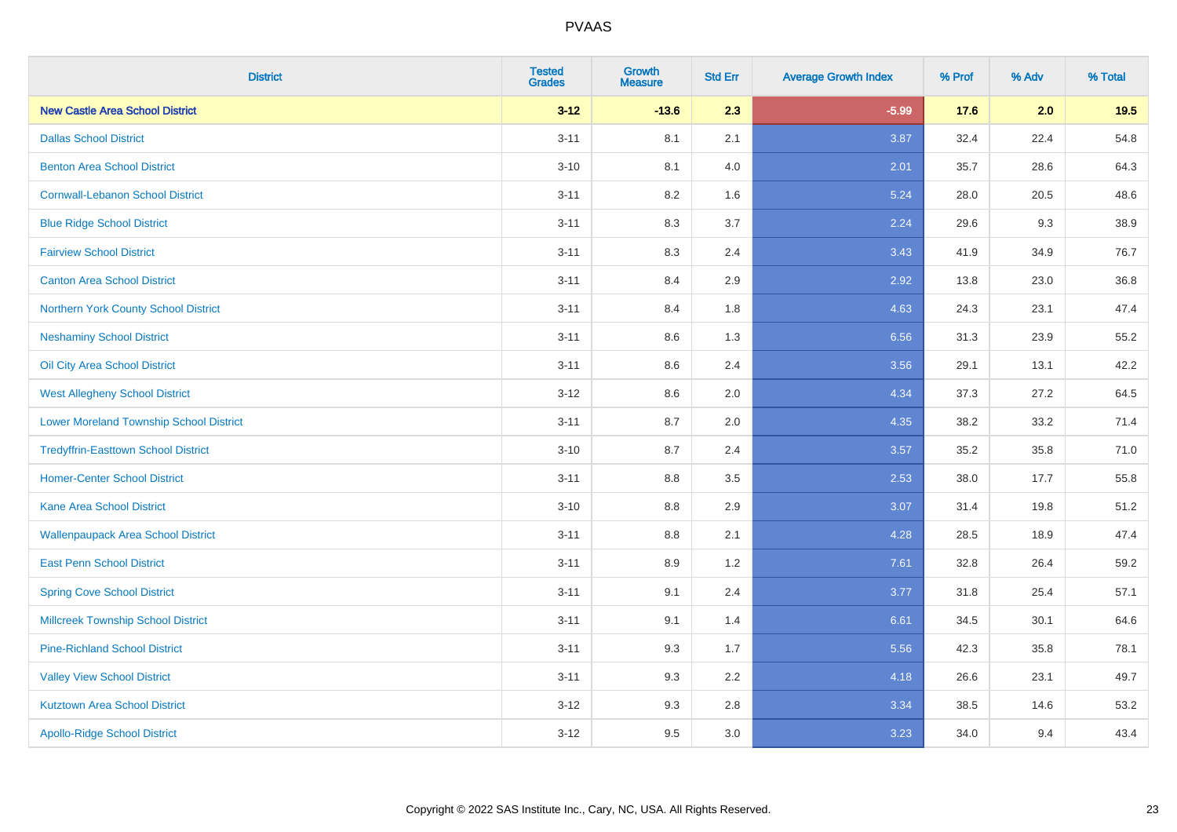# PVAAS

| District | Tested Grades | Growth Measure | Std Err | Average Growth Index | % Prof | % Adv | % Total |
|---|---|---|---|---|---|---|---|
| **New Castle Area School District** | **3-12** | **-13.6** | **2.3** | **-5.99** | **17.6** | **2.0** | **19.5** |
| Dallas School District | 3-11 | 8.1 | 2.1 | 3.87 | 32.4 | 22.4 | 54.8 |
| Benton Area School District | 3-10 | 8.1 | 4.0 | 2.01 | 35.7 | 28.6 | 64.3 |
| Cornwall-Lebanon School District | 3-11 | 8.2 | 1.6 | 5.24 | 28.0 | 20.5 | 48.6 |
| Blue Ridge School District | 3-11 | 8.3 | 3.7 | 2.24 | 29.6 | 9.3 | 38.9 |
| Fairview School District | 3-11 | 8.3 | 2.4 | 3.43 | 41.9 | 34.9 | 76.7 |
| Canton Area School District | 3-11 | 8.4 | 2.9 | 2.92 | 13.8 | 23.0 | 36.8 |
| Northern York County School District | 3-11 | 8.4 | 1.8 | 4.63 | 24.3 | 23.1 | 47.4 |
| Neshaminy School District | 3-11 | 8.6 | 1.3 | 6.56 | 31.3 | 23.9 | 55.2 |
| Oil City Area School District | 3-11 | 8.6 | 2.4 | 3.56 | 29.1 | 13.1 | 42.2 |
| West Allegheny School District | 3-12 | 8.6 | 2.0 | 4.34 | 37.3 | 27.2 | 64.5 |
| Lower Moreland Township School District | 3-11 | 8.7 | 2.0 | 4.35 | 38.2 | 33.2 | 71.4 |
| Tredyffrin-Easttown School District | 3-10 | 8.7 | 2.4 | 3.57 | 35.2 | 35.8 | 71.0 |
| Homer-Center School District | 3-11 | 8.8 | 3.5 | 2.53 | 38.0 | 17.7 | 55.8 |
| Kane Area School District | 3-10 | 8.8 | 2.9 | 3.07 | 31.4 | 19.8 | 51.2 |
| Wallenpaupack Area School District | 3-11 | 8.8 | 2.1 | 4.28 | 28.5 | 18.9 | 47.4 |
| East Penn School District | 3-11 | 8.9 | 1.2 | 7.61 | 32.8 | 26.4 | 59.2 |
| Spring Cove School District | 3-11 | 9.1 | 2.4 | 3.77 | 31.8 | 25.4 | 57.1 |
| Millcreek Township School District | 3-11 | 9.1 | 1.4 | 6.61 | 34.5 | 30.1 | 64.6 |
| Pine-Richland School District | 3-11 | 9.3 | 1.7 | 5.56 | 42.3 | 35.8 | 78.1 |
| Valley View School District | 3-11 | 9.3 | 2.2 | 4.18 | 26.6 | 23.1 | 49.7 |
| Kutztown Area School District | 3-12 | 9.3 | 2.8 | 3.34 | 38.5 | 14.6 | 53.2 |
| Apollo-Ridge School District | 3-12 | 9.5 | 3.0 | 3.23 | 34.0 | 9.4 | 43.4 |

Copyright © 2022 SAS Institute Inc., Cary, NC, USA. All Rights Reserved.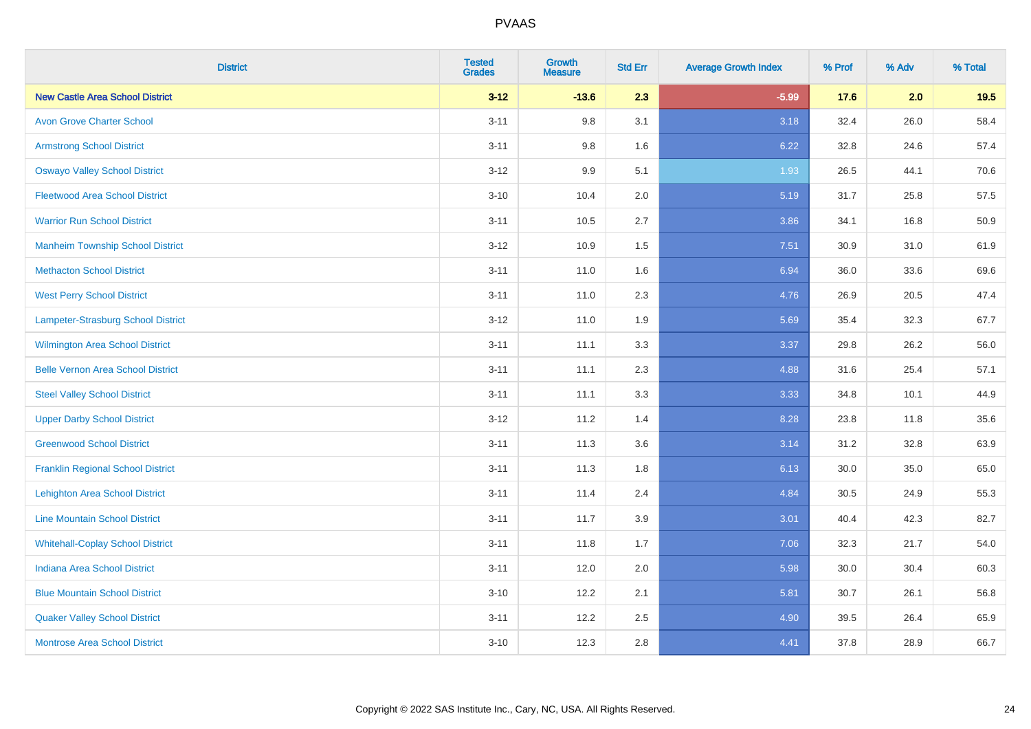| District | Tested Grades | Growth Measure | Std Err | Average Growth Index | % Prof | % Adv | % Total |
|---|---|---|---|---|---|---|---|
| **New Castle Area School District** | **3-12** | **-13.6** | **2.3** | **-5.99** | **17.6** | **2.0** | **19.5** |
| Avon Grove Charter School | 3-11 | 9.8 | 3.1 | 3.18 | 32.4 | 26.0 | 58.4 |
| Armstrong School District | 3-11 | 9.8 | 1.6 | 6.22 | 32.8 | 24.6 | 57.4 |
| Oswayo Valley School District | 3-12 | 9.9 | 5.1 | 1.93 | 26.5 | 44.1 | 70.6 |
| Fleetwood Area School District | 3-10 | 10.4 | 2.0 | 5.19 | 31.7 | 25.8 | 57.5 |
| Warrior Run School District | 3-11 | 10.5 | 2.7 | 3.86 | 34.1 | 16.8 | 50.9 |
| Manheim Township School District | 3-12 | 10.9 | 1.5 | 7.51 | 30.9 | 31.0 | 61.9 |
| Methacton School District | 3-11 | 11.0 | 1.6 | 6.94 | 36.0 | 33.6 | 69.6 |
| West Perry School District | 3-11 | 11.0 | 2.3 | 4.76 | 26.9 | 20.5 | 47.4 |
| Lampeter-Strasburg School District | 3-12 | 11.0 | 1.9 | 5.69 | 35.4 | 32.3 | 67.7 |
| Wilmington Area School District | 3-11 | 11.1 | 3.3 | 3.37 | 29.8 | 26.2 | 56.0 |
| Belle Vernon Area School District | 3-11 | 11.1 | 2.3 | 4.88 | 31.6 | 25.4 | 57.1 |
| Steel Valley School District | 3-11 | 11.1 | 3.3 | 3.33 | 34.8 | 10.1 | 44.9 |
| Upper Darby School District | 3-12 | 11.2 | 1.4 | 8.28 | 23.8 | 11.8 | 35.6 |
| Greenwood School District | 3-11 | 11.3 | 3.6 | 3.14 | 31.2 | 32.8 | 63.9 |
| Franklin Regional School District | 3-11 | 11.3 | 1.8 | 6.13 | 30.0 | 35.0 | 65.0 |
| Lehighton Area School District | 3-11 | 11.4 | 2.4 | 4.84 | 30.5 | 24.9 | 55.3 |
| Line Mountain School District | 3-11 | 11.7 | 3.9 | 3.01 | 40.4 | 42.3 | 82.7 |
| Whitehall-Coplay School District | 3-11 | 11.8 | 1.7 | 7.06 | 32.3 | 21.7 | 54.0 |
| Indiana Area School District | 3-11 | 12.0 | 2.0 | 5.98 | 30.0 | 30.4 | 60.3 |
| Blue Mountain School District | 3-10 | 12.2 | 2.1 | 5.81 | 30.7 | 26.1 | 56.8 |
| Quaker Valley School District | 3-11 | 12.2 | 2.5 | 4.90 | 39.5 | 26.4 | 65.9 |
| Montrose Area School District | 3-10 | 12.3 | 2.8 | 4.41 | 37.8 | 28.9 | 66.7 |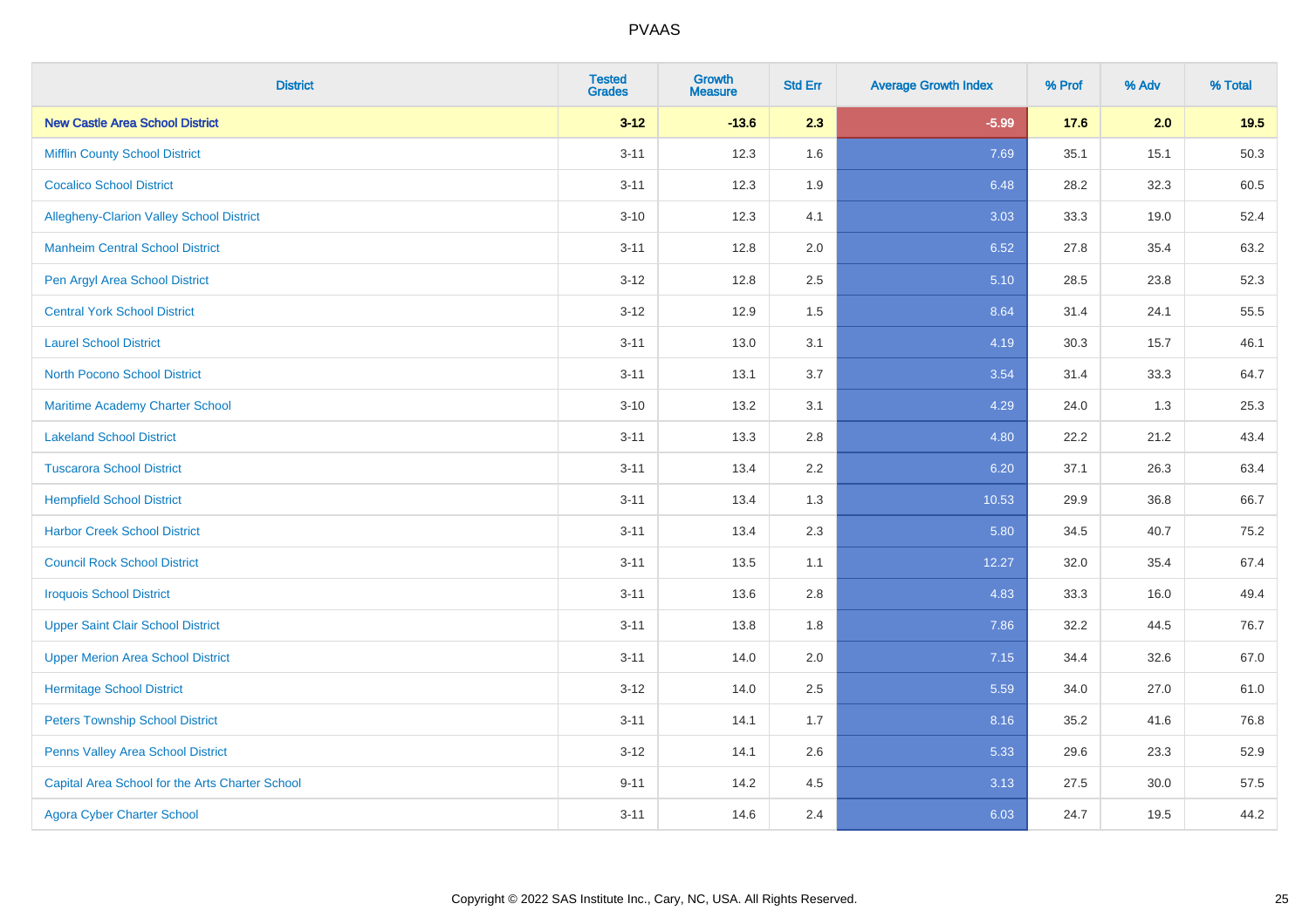PVAAS

| District | Tested Grades | Growth Measure | Std Err | Average Growth Index | % Prof | % Adv | % Total |
|---|---|---|---|---|---|---|---|
| **New Castle Area School District** | **3-12** | **-13.6** | **2.3** | **-5.99** | **17.6** | **2.0** | **19.5** |
| Mifflin County School District | 3-11 | 12.3 | 1.6 | 7.69 | 35.1 | 15.1 | 50.3 |
| Cocalico School District | 3-11 | 12.3 | 1.9 | 6.48 | 28.2 | 32.3 | 60.5 |
| Allegheny-Clarion Valley School District | 3-10 | 12.3 | 4.1 | 3.03 | 33.3 | 19.0 | 52.4 |
| Manheim Central School District | 3-11 | 12.8 | 2.0 | 6.52 | 27.8 | 35.4 | 63.2 |
| Pen Argyl Area School District | 3-12 | 12.8 | 2.5 | 5.10 | 28.5 | 23.8 | 52.3 |
| Central York School District | 3-12 | 12.9 | 1.5 | 8.64 | 31.4 | 24.1 | 55.5 |
| Laurel School District | 3-11 | 13.0 | 3.1 | 4.19 | 30.3 | 15.7 | 46.1 |
| North Pocono School District | 3-11 | 13.1 | 3.7 | 3.54 | 31.4 | 33.3 | 64.7 |
| Maritime Academy Charter School | 3-10 | 13.2 | 3.1 | 4.29 | 24.0 | 1.3 | 25.3 |
| Lakeland School District | 3-11 | 13.3 | 2.8 | 4.80 | 22.2 | 21.2 | 43.4 |
| Tuscarora School District | 3-11 | 13.4 | 2.2 | 6.20 | 37.1 | 26.3 | 63.4 |
| Hempfield School District | 3-11 | 13.4 | 1.3 | 10.53 | 29.9 | 36.8 | 66.7 |
| Harbor Creek School District | 3-11 | 13.4 | 2.3 | 5.80 | 34.5 | 40.7 | 75.2 |
| Council Rock School District | 3-11 | 13.5 | 1.1 | 12.27 | 32.0 | 35.4 | 67.4 |
| Iroquois School District | 3-11 | 13.6 | 2.8 | 4.83 | 33.3 | 16.0 | 49.4 |
| Upper Saint Clair School District | 3-11 | 13.8 | 1.8 | 7.86 | 32.2 | 44.5 | 76.7 |
| Upper Merion Area School District | 3-11 | 14.0 | 2.0 | 7.15 | 34.4 | 32.6 | 67.0 |
| Hermitage School District | 3-12 | 14.0 | 2.5 | 5.59 | 34.0 | 27.0 | 61.0 |
| Peters Township School District | 3-11 | 14.1 | 1.7 | 8.16 | 35.2 | 41.6 | 76.8 |
| Penns Valley Area School District | 3-12 | 14.1 | 2.6 | 5.33 | 29.6 | 23.3 | 52.9 |
| Capital Area School for the Arts Charter School | 9-11 | 14.2 | 4.5 | 3.13 | 27.5 | 30.0 | 57.5 |
| Agora Cyber Charter School | 3-11 | 14.6 | 2.4 | 6.03 | 24.7 | 19.5 | 44.2 |

Copyright © 2022 SAS Institute Inc., Cary, NC, USA. All Rights Reserved.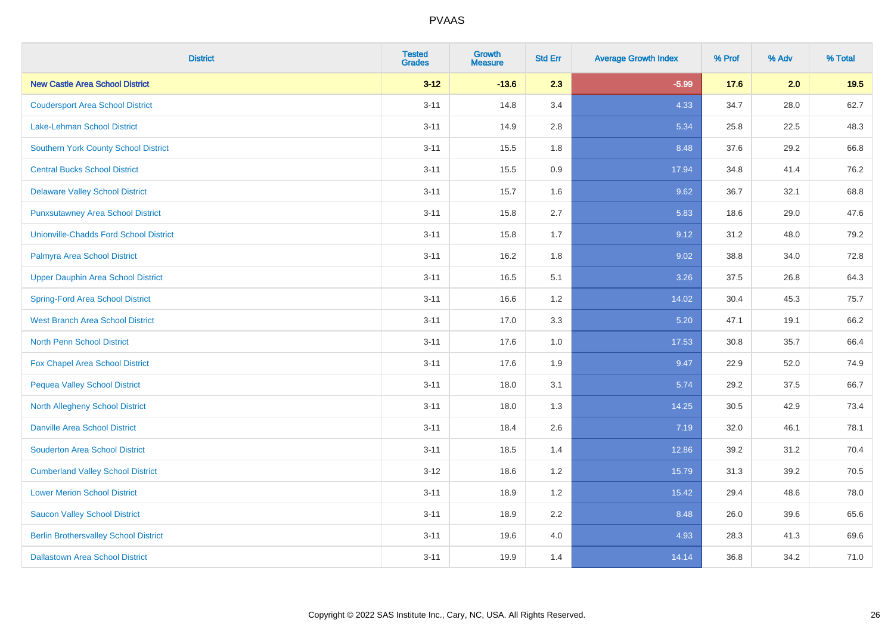# PVAAS

| District | Tested Grades | Growth Measure | Std Err | Average Growth Index | % Prof | % Adv | % Total |
|---|---|---|---|---|---|---|---|
| **New Castle Area School District** | **3-12** | **-13.6** | **2.3** | **-5.99** | **17.6** | **2.0** | **19.5** |
| Coudersport Area School District | 3-11 | 14.8 | 3.4 | 4.33 | 34.7 | 28.0 | 62.7 |
| Lake-Lehman School District | 3-11 | 14.9 | 2.8 | 5.34 | 25.8 | 22.5 | 48.3 |
| Southern York County School District | 3-11 | 15.5 | 1.8 | 8.48 | 37.6 | 29.2 | 66.8 |
| Central Bucks School District | 3-11 | 15.5 | 0.9 | 17.94 | 34.8 | 41.4 | 76.2 |
| Delaware Valley School District | 3-11 | 15.7 | 1.6 | 9.62 | 36.7 | 32.1 | 68.8 |
| Punxsutawney Area School District | 3-11 | 15.8 | 2.7 | 5.83 | 18.6 | 29.0 | 47.6 |
| Unionville-Chadds Ford School District | 3-11 | 15.8 | 1.7 | 9.12 | 31.2 | 48.0 | 79.2 |
| Palmyra Area School District | 3-11 | 16.2 | 1.8 | 9.02 | 38.8 | 34.0 | 72.8 |
| Upper Dauphin Area School District | 3-11 | 16.5 | 5.1 | 3.26 | 37.5 | 26.8 | 64.3 |
| Spring-Ford Area School District | 3-11 | 16.6 | 1.2 | 14.02 | 30.4 | 45.3 | 75.7 |
| West Branch Area School District | 3-11 | 17.0 | 3.3 | 5.20 | 47.1 | 19.1 | 66.2 |
| North Penn School District | 3-11 | 17.6 | 1.0 | 17.53 | 30.8 | 35.7 | 66.4 |
| Fox Chapel Area School District | 3-11 | 17.6 | 1.9 | 9.47 | 22.9 | 52.0 | 74.9 |
| Pequea Valley School District | 3-11 | 18.0 | 3.1 | 5.74 | 29.2 | 37.5 | 66.7 |
| North Allegheny School District | 3-11 | 18.0 | 1.3 | 14.25 | 30.5 | 42.9 | 73.4 |
| Danville Area School District | 3-11 | 18.4 | 2.6 | 7.19 | 32.0 | 46.1 | 78.1 |
| Souderton Area School District | 3-11 | 18.5 | 1.4 | 12.86 | 39.2 | 31.2 | 70.4 |
| Cumberland Valley School District | 3-12 | 18.6 | 1.2 | 15.79 | 31.3 | 39.2 | 70.5 |
| Lower Merion School District | 3-11 | 18.9 | 1.2 | 15.42 | 29.4 | 48.6 | 78.0 |
| Saucon Valley School District | 3-11 | 18.9 | 2.2 | 8.48 | 26.0 | 39.6 | 65.6 |
| Berlin Brothersvalley School District | 3-11 | 19.6 | 4.0 | 4.93 | 28.3 | 41.3 | 69.6 |
| Dallastown Area School District | 3-11 | 19.9 | 1.4 | 14.14 | 36.8 | 34.2 | 71.0 |

Copyright © 2022 SAS Institute Inc., Cary, NC, USA. All Rights Reserved.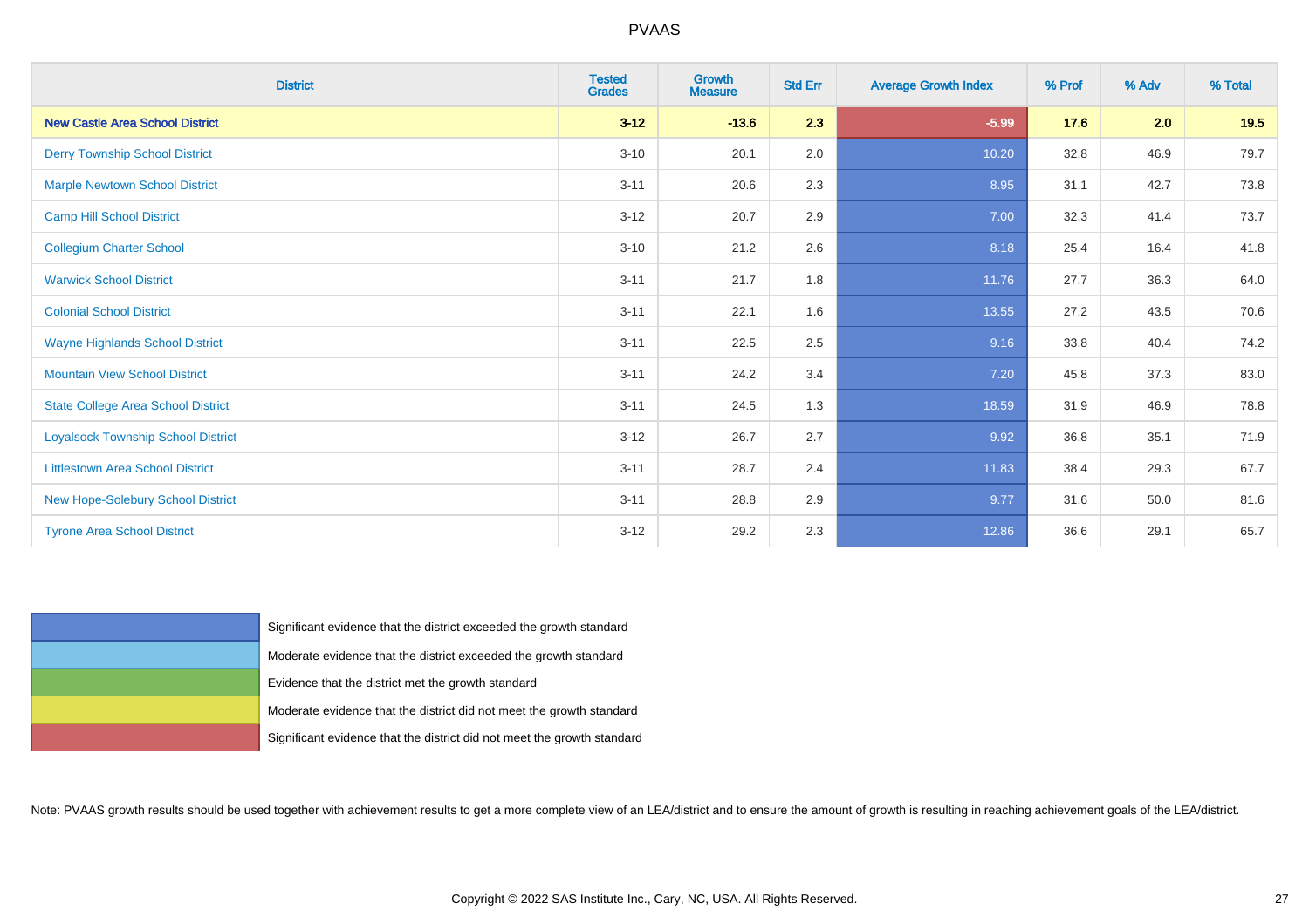PVAAS

| District | Tested Grades | Growth Measure | Std Err | Average Growth Index | % Prof | % Adv | % Total |
|---|---|---|---|---|---|---|---|
| **New Castle Area School District** | **3-12** | **-13.6** | **2.3** | **-5.99** | **17.6** | **2.0** | **19.5** |
| Derry Township School District | 3-10 | 20.1 | 2.0 | 10.20 | 32.8 | 46.9 | 79.7 |
| Marple Newtown School District | 3-11 | 20.6 | 2.3 | 8.95 | 31.1 | 42.7 | 73.8 |
| Camp Hill School District | 3-12 | 20.7 | 2.9 | 7.00 | 32.3 | 41.4 | 73.7 |
| Collegium Charter School | 3-10 | 21.2 | 2.6 | 8.18 | 25.4 | 16.4 | 41.8 |
| Warwick School District | 3-11 | 21.7 | 1.8 | 11.76 | 27.7 | 36.3 | 64.0 |
| Colonial School District | 3-11 | 22.1 | 1.6 | 13.55 | 27.2 | 43.5 | 70.6 |
| Wayne Highlands School District | 3-11 | 22.5 | 2.5 | 9.16 | 33.8 | 40.4 | 74.2 |
| Mountain View School District | 3-11 | 24.2 | 3.4 | 7.20 | 45.8 | 37.3 | 83.0 |
| State College Area School District | 3-11 | 24.5 | 1.3 | 18.59 | 31.9 | 46.9 | 78.8 |
| Loyalsock Township School District | 3-12 | 26.7 | 2.7 | 9.92 | 36.8 | 35.1 | 71.9 |
| Littlestown Area School District | 3-11 | 28.7 | 2.4 | 11.83 | 38.4 | 29.3 | 67.7 |
| New Hope-Solebury School District | 3-11 | 28.8 | 2.9 | 9.77 | 31.6 | 50.0 | 81.6 |
| Tyrone Area School District | 3-12 | 29.2 | 2.3 | 12.86 | 36.6 | 29.1 | 65.7 |

Significant evidence that the district exceeded the growth standard

Moderate evidence that the district exceeded the growth standard

Evidence that the district met the growth standard

Moderate evidence that the district did not meet the growth standard

Significant evidence that the district did not meet the growth standard

Note: PVAAS growth results should be used together with achievement results to get a more complete view of an LEA/district and to ensure the amount of growth is resulting in reaching achievement goals of the LEA/district.

Copyright © 2022 SAS Institute Inc., Cary, NC, USA. All Rights Reserved.